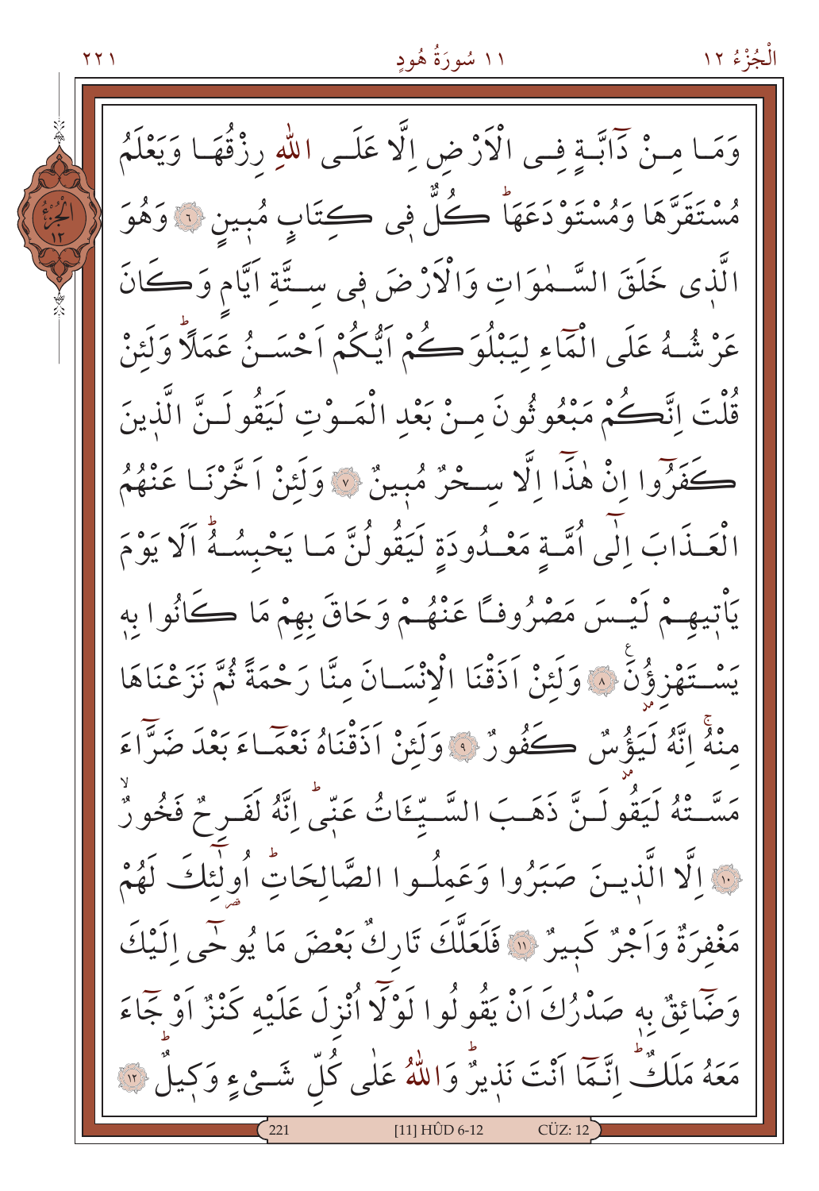وَمَا مِنْ دَآبَّةٍ فِي الْاَرْضِ اِلَّا عَلَى اللّٰهِ رِزْقُهَا وَيَعْلَمُ مُسْتَقَرَّهَا وَمُسْتَوْدَعَهَاۜ كُلٌّ فِي كِتَابٍ مُبِينٍ ﴿٦﴾ وَهُوَ الَّذِي خَلَقَ السَّمٰوَاتِ وَالْاَرْضَ فِي سِتَّةِ اَيَّامٍ وَكَانَ عَرْشُهُ عَلَى الْمَٓاءِ لِيَبْلُوَكُمْ اَيُّكُمْ اَحْسَنُ عَمَلًاۜ وَلَئِنْ قُلْتَ اِنَّكُمْ مَبْعُوثُونَ مِنْ بَعْدِ الْمَوْتِ لَيَقُولَنَّ الَّذِينَ كَفَرُٓوا اِنْ هٰذَٓا اِلَّا سِحْرٌ مُبِينٌ ﴿٧﴾ وَلَئِنْ اَخَّرْنَا عَنْهُمُ الْعَذَابَ اِلٰٓى اُمَّةٍ مَعْدُودَةٍ لَيَقُولُنَّ مَا يَحْبِسُهُۜ اَلَا يَوْمَ يَأْتِيهِمْ لَيْسَ مَصْرُوفًا عَنْهُمْ وَحَاقَ بِهِمْ مَا كَانُوا بِهِ يَسْتَهْزِؤُنَ ﴿٨﴾ وَلَئِنْ اَذَقْنَا الْاِنْسَانَ مِنَّا رَحْمَةً ثُمَّ نَزَعْنَاهَا مِنْهُۚ اِنَّهُ لَيَؤُسٌ كَفُورٌ ﴿٩﴾ وَلَئِنْ اَذَقْنَاهُ نَعْمَٓاءَ بَعْدَ ضَرَّٓاءَ مَسَّتْهُ لَيَقُولَنَّ ذَهَبَ السَّيِّئَاتُ عَنِّيۜ اِنَّهُ لَفَرِحٌ فَخُورٌ ﴿١٠﴾ اِلَّا الَّذِينَ صَبَرُوا وَعَمِلُوا الصَّالِحَاتِۜ اُولٰٓئِكَ لَهُمْ مَغْفِرَةٌ وَاَجْرٌ كَبِيرٌ ﴿١١﴾ فَلَعَلَّكَ تَارِكٌ بَعْضَ مَا يُوحٰٓى اِلَيْكَ وَضَٓائِقٌ بِهِ صَدْرُكَ اَنْ يَقُولُوا لَوْلَٓا اُنْزِلَ عَلَيْهِ كَنْزٌ اَوْ جَٓاءَ مَعَهُ مَلَكٌۜ اِنَّمَٓا اَنْتَ نَذِيرٌۜ وَاللّٰهُ عَلٰى كُلِّ شَيْءٍ وَكِيلٌۜ ﴿١٢﴾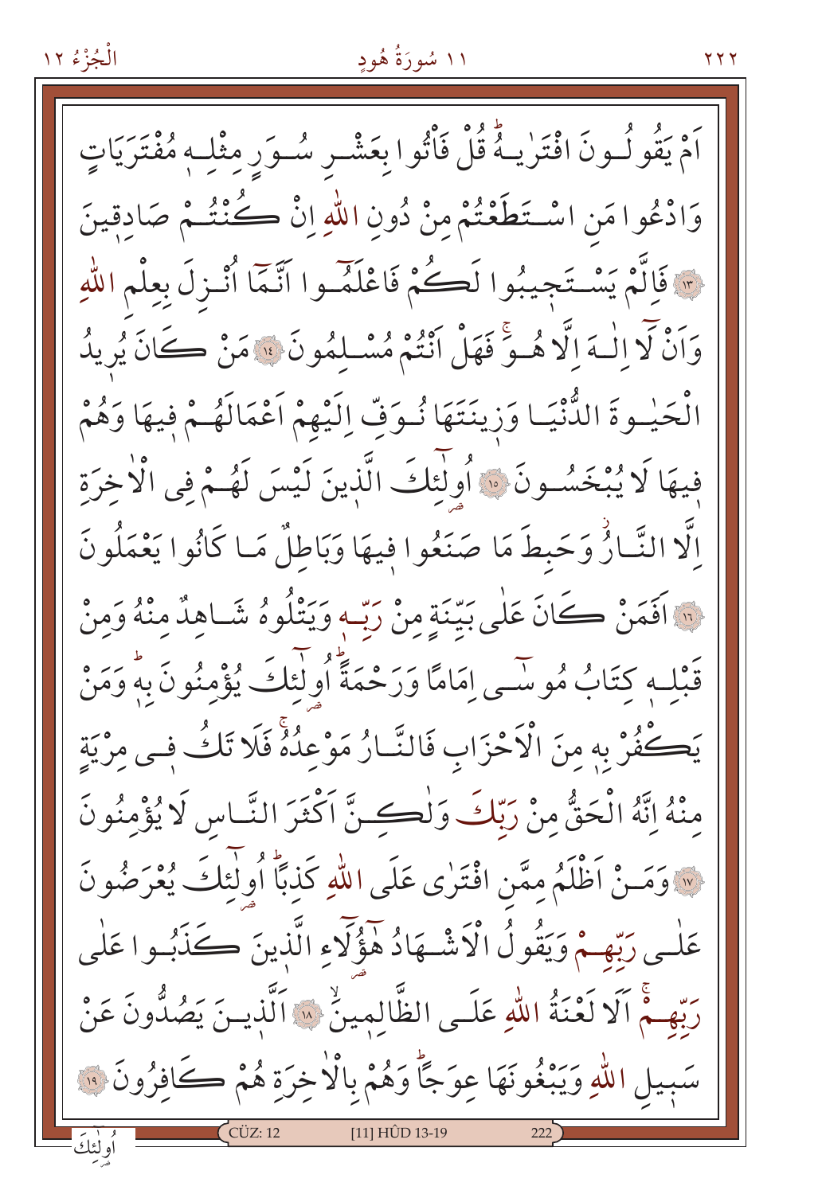اَمْ يَقُولُونَ افْتَرٰيهُۜ قُلْ فَأْتُوا بِعَشْرِ سُوَرٍ مِثْلِهٖ مُفْتَرَيَاتٍ وَادْعُوا مَنِ اسْتَطَعْتُمْ مِنْ دُونِ اللّٰهِ اِنْ كُنْتُمْ صَادِقِينَ ﴿١٣﴾ فَاِلَّمْ يَسْتَجِيبُوا لَكُمْ فَاعْلَمُوا اَنَّمَا اُنْزِلَ بِعِلْمِ اللّٰهِ وَاَنْ لَا اِلٰهَ اِلَّا هُوَۚ فَهَلْ اَنْتُمْ مُسْلِمُونَ ﴿١٤﴾ مَنْ كَانَ يُرِيدُ الْحَيٰوةَ الدُّنْيَا وَزِينَتَهَا نُوَفِّ اِلَيْهِمْ اَعْمَالَهُمْ فِيهَا وَهُمْ فِيهَا لَا يُبْخَسُونَ ﴿١٥﴾ اُولٰٓئِكَ الَّذِينَ لَيْسَ لَهُمْ فِي الْاٰخِرَةِ اِلَّا النَّارُۘ وَحَبِطَ مَا صَنَعُوا فِيهَا وَبَاطِلٌ مَا كَانُوا يَعْمَلُونَ ﴿١٦﴾ اَفَمَنْ كَانَ عَلٰى بَيِّنَةٍ مِنْ رَبِّهٖ وَيَتْلُوهُ شَاهِدٌ مِنْهُ وَمِنْ قَبْلِهٖ كِتَابُ مُوسٰٓى اِمَامًا وَرَحْمَةًۜ اُولٰٓئِكَ يُؤْمِنُونَ بِهٖۜ وَمَنْ يَكْفُرْ بِهٖ مِنَ الْاَحْزَابِ فَالنَّارُ مَوْعِدُهُۚ فَلَا تَكُ فِي مِرْيَةٍ مِنْهُ اِنَّهُ الْحَقُّ مِنْ رَبِّكَ وَلٰكِنَّ اَكْثَرَ النَّاسِ لَا يُؤْمِنُونَ ﴿١٧﴾ وَمَنْ اَظْلَمُ مِمَّنِ افْتَرٰى عَلَى اللّٰهِ كَذِبًاۜ اُولٰٓئِكَ يُعْرَضُونَ عَلٰى رَبِّهِمْ وَيَقُولُ الْاَشْهَادُ هٰٓؤُلَٓاءِ الَّذِينَ كَذَبُوا عَلٰى رَبِّهِمْۚ اَلَا لَعْنَةُ اللّٰهِ عَلَى الظَّالِمِينَۙ ﴿١٨﴾ اَلَّذِينَ يَصُدُّونَ عَنْ سَبِيلِ اللّٰهِ وَيَبْغُونَهَا عِوَجًاۜ وَهُمْ بِالْاٰخِرَةِ هُمْ كَافِرُونَ ﴿١٩﴾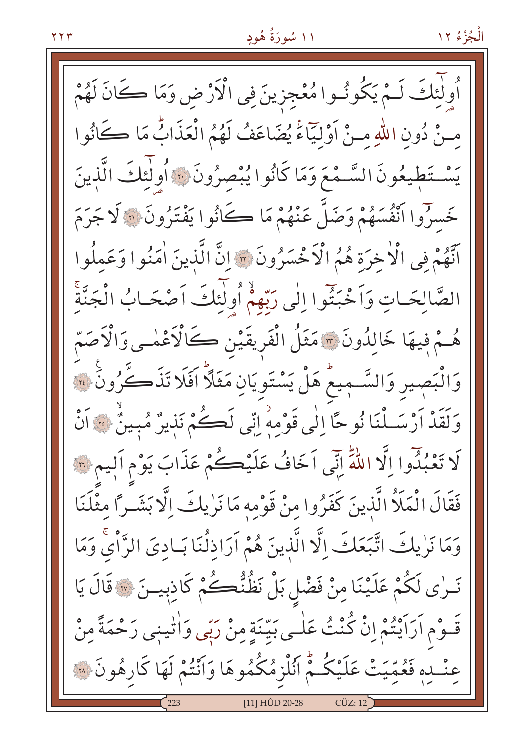أُولٰٓئِكَ لَمْ يَكُونُوا مُعْجِزِينَ فِى الْاَرْضِ وَمَا كَانَ لَهُمْ مِنْ دُونِ اللّٰهِ مِنْ اَوْلِيَٓاءَۘ يُضَاعَفُ لَهُمُ الْعَذَابُۜ مَا كَانُوا يَسْتَطِيعُونَ السَّمْعَ وَمَا كَانُوا يُبْصِرُونَ ﴿٢٠﴾ اُولٰٓئِكَ الَّذِينَ خَسِرُٓوا اَنْفُسَهُمْ وَضَلَّ عَنْهُمْ مَا كَانُوا يَفْتَرُونَ ﴿٢١﴾ لَا جَرَمَ اَنَّهُمْ فِى الْاٰخِرَةِ هُمُ الْاَخْسَرُونَ ﴿٢٢﴾ اِنَّ الَّذِينَ اٰمَنُوا وَعَمِلُوا الصَّالِحَاتِ وَاَخْبَتُٓوا اِلٰى رَبِّهِمْۙ اُولٰٓئِكَ اَصْحَابُ الْجَنَّةِۚ هُمْ فِيهَا خَالِدُونَ ﴿٢٣﴾ مَثَلُ الْفَرِيقَيْنِ كَالْاَعْمٰى وَالْاَصَمِّ وَالْبَصِيرِ وَالسَّمِيعِۜ هَلْ يَسْتَوِيَانِ مَثَلًاۜ اَفَلَا تَذَكَّرُونَ ۟ ﴿٢٤﴾ وَلَقَدْ اَرْسَلْنَا نُوحًا اِلٰى قَوْمِهٖٓ اِنّ۪ى لَكُمْ نَذِيرٌ مُبِينٌۙ ﴿٢٥﴾ اَنْ لَا تَعْبُدُٓوا اِلَّا اللّٰهَۜ اِنّ۪ٓى اَخَافُ عَلَيْكُمْ عَذَابَ يَوْمٍ اَلِيمٍ ﴿٢٦﴾ فَقَالَ الْمَلَاُ الَّذِينَ كَفَرُوا مِنْ قَوْمِهٖ مَا نَرٰيكَ اِلَّا بَشَرًا مِثْلَنَا وَمَا نَرٰيكَ اتَّبَعَكَ اِلَّا الَّذِينَ هُمْ اَرَاذِلُنَا بَادِيَ الرَّاْيِۚ وَمَا نَرٰى لَكُمْ عَلَيْنَا مِنْ فَضْلٍ بَلْ نَظُنُّكُمْ كَاذِبِينَ ﴿٢٧﴾ قَالَ يَا قَوْمِ اَرَاَيْتُمْ اِنْ كُنْتُ عَلٰى بَيِّنَةٍ مِنْ رَبّ۪ى وَاٰتٰينِى رَحْمَةً مِنْ عِنْدِهٖ فَعُمِّيَتْ عَلَيْكُمْۜ اَنُلْزِمُكُمُوهَا وَاَنْتُمْ لَهَا كَارِهُونَ ﴿٢٨﴾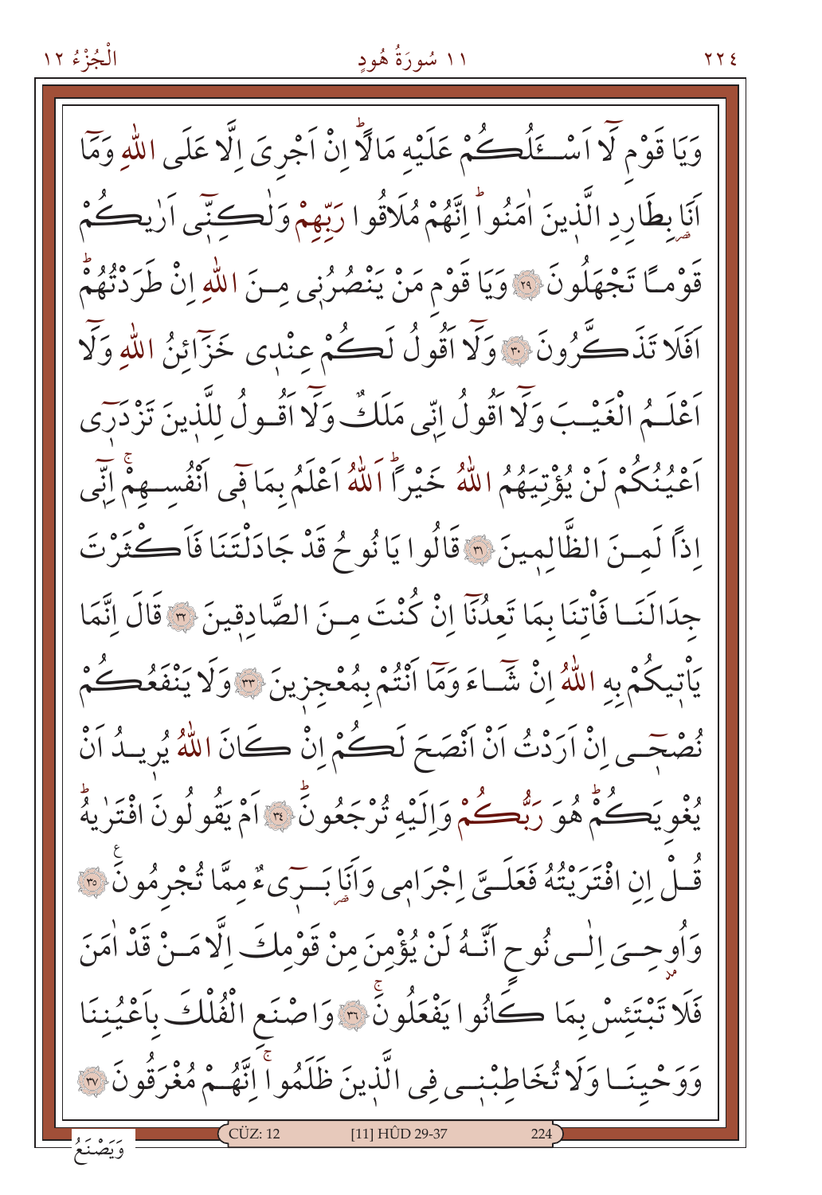وَيَا قَوْمِ لَٓا اَسْـَٔلُكُمْ عَلَيْهِ مَالًاۜ اِنْ اَجْرِيَ اِلَّا عَلَى اللّٰهِ وَمَٓا اَنَا بِطَارِدِ الَّذ۪ينَ اٰمَنُواۜ اِنَّهُمْ مُلَاقُوا رَبِّهِمْ وَلٰكِنّ۪ٓي اَرٰيكُمْ قَوْماً تَجْهَلُونَ ﴿٢٩﴾ وَيَا قَوْمِ مَنْ يَنْصُرُن۪ي مِنَ اللّٰهِ اِنْ طَرَدْتُهُمْۜ اَفَلَا تَذَكَّرُونَ ﴿٣٠﴾ وَلَٓا اَقُولُ لَكُمْ عِنْد۪ي خَزَٓائِنُ اللّٰهِ وَلَٓا اَعْلَمُ الْغَيْبَ وَلَٓا اَقُولُ اِنّ۪ي مَلَكٌ وَلَٓا اَقُولُ لِلَّذ۪ينَ تَزْدَر۪ٓي اَعْيُنُكُمْ لَنْ يُؤْتِيَهُمُ اللّٰهُ خَيْراًۜ اَللّٰهُ اَعْلَمُ بِمَا ف۪ٓي اَنْفُسِهِمْۚ اِنّ۪ٓي اِذاً لَمِنَ الظَّالِم۪ينَ ﴿٣١﴾ قَالُوا يَا نُوحُ قَدْ جَادَلْتَنَا فَاَكْثَرْتَ جِدَالَنَا فَاْتِنَا بِمَا تَعِدُنَٓا اِنْ كُنْتَ مِنَ الصَّادِق۪ينَ ﴿٣٢﴾ قَالَ اِنَّمَا يَاْت۪يكُمْ بِهِ اللّٰهُ اِنْ شَٓاءَ وَمَٓا اَنْتُمْ بِمُعْجِز۪ينَ ﴿٣٣﴾ وَلَا يَنْفَعُكُمْ نُصْح۪ٓي اِنْ اَرَدْتُ اَنْ اَنْصَحَ لَكُمْ اِنْ كَانَ اللّٰهُ يُر۪يدُ اَنْ يُغْوِيَكُمْۜ هُوَ رَبُّكُمْ وَاِلَيْهِ تُرْجَعُونَۜ ﴿٣٤﴾ اَمْ يَقُولُونَ افْتَرٰيهُۜ قُلْ اِنِ افْتَرَيْتُهُ فَعَلَيَّ اِجْرَام۪ي وَاَنَا بَر۪ٓيءٌ مِمَّا تُجْرِمُونَ ﴿٣٥﴾ وَاُو۫حِيَ اِلٰى نُوحٍ اَنَّهُ لَنْ يُؤْمِنَ مِنْ قَوْمِكَ اِلَّا مَنْ قَدْ اٰمَنَ فَلَا تَبْتَئِسْ بِمَا كَانُوا يَفْعَلُونَۚ ﴿٣٦﴾ وَاصْنَعِ الْفُلْكَ بِاَعْيُنِنَا وَوَحْيِنَا وَلَا تُخَاطِبْن۪ي فِي الَّذ۪ينَ ظَلَمُواۚ اِنَّهُمْ مُغْرَقُونَ ﴿٣٧﴾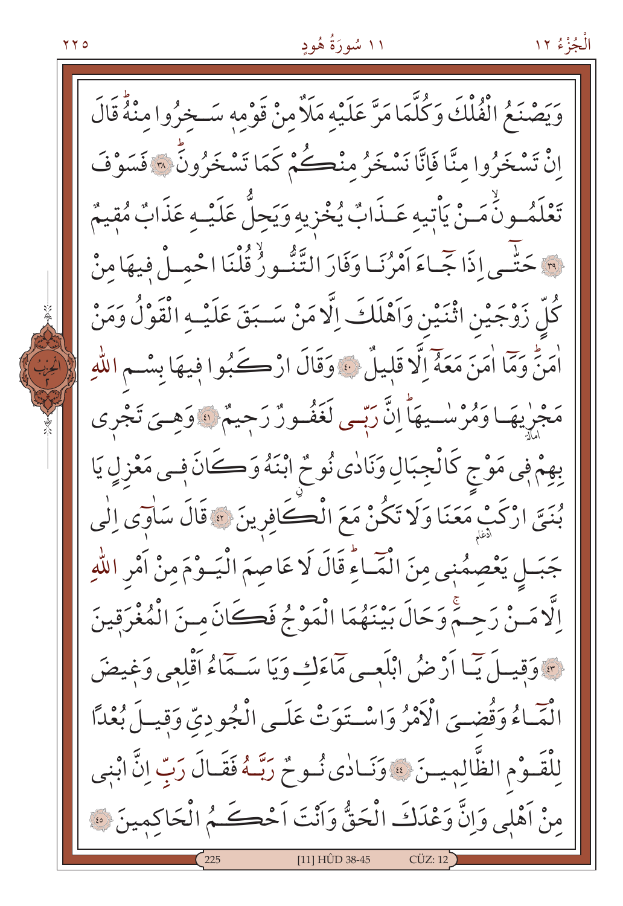وَيَصْنَعُ الْفُلْكَ وَكُلَّمَا مَرَّ عَلَيْهِ مَلَأٌ مِنْ قَوْمِهِ سَخِرُوا مِنْهُ قَالَ اِنْ تَسْخَرُوا مِنَّا فَاِنَّا نَسْخَرُ مِنْكُمْ كَمَا تَسْخَرُونَ ﴿٣٨﴾ فَسَوْفَ تَعْلَمُونَ مَنْ يَأْتِيهِ عَذَابٌ يُخْزِيهِ وَيَحِلُّ عَلَيْهِ عَذَابٌ مُقِيمٌ ﴿٣٩﴾ حَتّٰى اِذَا جَاءَ اَمْرُنَا وَفَارَ التَّنُّورُ قُلْنَا احْمِلْ فِيهَا مِنْ كُلٍّ زَوْجَيْنِ اثْنَيْنِ وَاَهْلَكَ اِلَّا مَنْ سَبَقَ عَلَيْهِ الْقَوْلُ وَمَنْ اٰمَنَ وَمَا اٰمَنَ مَعَهُ اِلَّا قَلِيلٌ ﴿٤٠﴾ وَقَالَ ارْكَبُوا فِيهَا بِسْمِ اللّٰهِ مَجْرٰيهَا وَمُرْسٰيهَا اِنَّ رَبّ۪ي لَغَفُورٌ رَح۪يمٌ ﴿٤١﴾ وَهِيَ تَجْر۪ي بِهِمْ ف۪ي مَوْجٍ كَالْجِبَالِ وَنَادٰى نُوحٌ ابْنَهُ وَكَانَ ف۪ي مَعْزِلٍ يَا بُنَيَّ ارْكَبْ مَعَنَا وَلَا تَكُنْ مَعَ الْكَافِر۪ينَ ﴿٤٢﴾ قَالَ سَاٰو۪ي اِلٰى جَبَلٍ يَعْصِمُن۪ي مِنَ الْمَاءِ قَالَ لَا عَاصِمَ الْيَوْمَ مِنْ اَمْرِ اللّٰهِ اِلَّا مَنْ رَحِمَ وَحَالَ بَيْنَهُمَا الْمَوْجُ فَكَانَ مِنَ الْمُغْرَق۪ينَ ﴿٤٣﴾ وَق۪يلَ يَا اَرْضُ ابْلَع۪ي مَاءَكِ وَيَا سَمَاءُ اَقْلِع۪ي وَغ۪يضَ الْمَاءُ وَقُضِيَ الْاَمْرُ وَاسْتَوَتْ عَلَى الْجُودِيِّ وَق۪يلَ بُعْدًا لِلْقَوْمِ الظَّالِم۪ينَ ﴿٤٤﴾ وَنَادٰى نُوحٌ رَبَّهُ فَقَالَ رَبِّ اِنَّ ابْن۪ي مِنْ اَهْل۪ي وَاِنَّ وَعْدَكَ الْحَقُّ وَاَنْتَ اَحْكَمُ الْحَاكِم۪ينَ ﴿٤٥﴾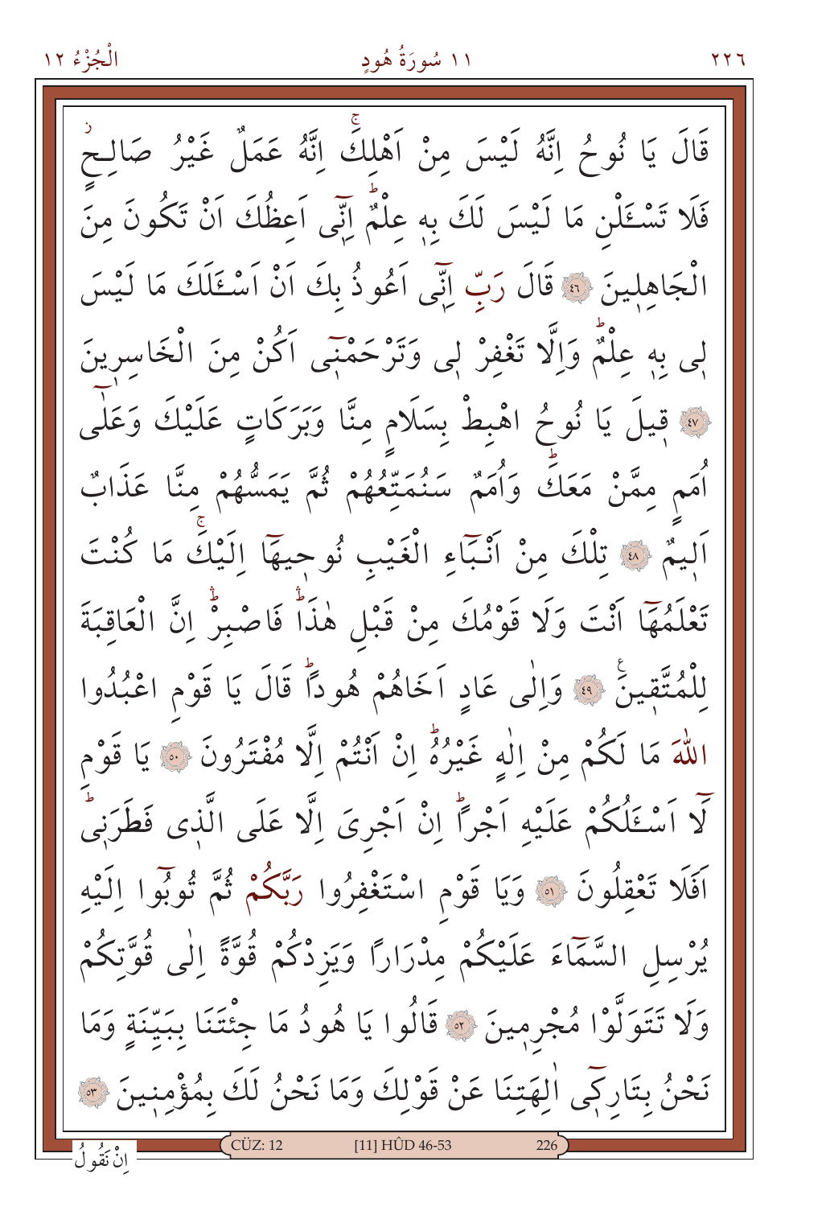قَالَ يَا نُوحُ اِنَّهُ لَيْسَ مِنْ اَهْلِكَۚ اِنَّهُ عَمَلٌ غَيْرُ صَالِحٍۘ فَلَا تَسْـَٔلْنِ مَا لَيْسَ لَكَ بِهٖ عِلْمٌۜ اِنّ۪ٓى اَعِظُكَ اَنْ تَكُونَ مِنَ الْجَاهِل۪ينَ ﴿٤٦﴾ قَالَ رَبِّ اِنّ۪ٓى اَعُوذُ بِكَ اَنْ اَسْـَٔلَكَ مَا لَيْسَ ل۪ى بِهٖ عِلْمٌۜ وَاِلَّا تَغْفِرْ ل۪ى وَتَرْحَمْن۪ٓى اَكُنْ مِنَ الْخَاسِر۪ينَ ﴿٤٧﴾ ق۪يلَ يَا نُوحُ اهْبِطْ بِسَلَامٍ مِنَّا وَبَرَكَاتٍ عَلَيْكَ وَعَلٰٓى اُمَمٍ مِمَّنْ مَعَكَۜ وَاُمَمٌ سَنُمَتِّعُهُمْ ثُمَّ يَمَسُّهُمْ مِنَّا عَذَابٌ اَل۪يمٌ ﴿٤٨﴾ تِلْكَ مِنْ اَنْبَٓاءِ الْغَيْبِ نُوح۪يهَٓا اِلَيْكَۚ مَا كُنْتَ تَعْلَمُهَٓا اَنْتَ وَلَا قَوْمُكَ مِنْ قَبْلِ هٰذَاۜ فَاصْبِرْۜ اِنَّ الْعَاقِبَةَ لِلْمُتَّق۪ينَ ﴿٤٩﴾ وَاِلٰى عَادٍ اَخَاهُمْ هُوداًۜ قَالَ يَا قَوْمِ اعْبُدُوا اللّٰهَ مَا لَكُمْ مِنْ اِلٰهٍ غَيْرُهُۜ اِنْ اَنْتُمْ اِلَّا مُفْتَرُونَ ﴿٥٠﴾ يَا قَوْمِ لَٓا اَسْـَٔلُكُمْ عَلَيْهِ اَجْراًۜ اِنْ اَجْرِيَ اِلَّا عَلَى الَّذ۪ى فَطَرَن۪ىۜ اَفَلَا تَعْقِلُونَ ﴿٥١﴾ وَيَا قَوْمِ اسْتَغْفِرُوا رَبَّكُمْ ثُمَّ تُوبُٓوا اِلَيْهِ يُرْسِلِ السَّمَٓاءَ عَلَيْكُمْ مِدْرَاراً وَيَزِدْكُمْ قُوَّةً اِلٰى قُوَّتِكُمْ وَلَا تَتَوَلَّوْا مُجْرِم۪ينَ ﴿٥٢﴾ قَالُوا يَا هُودُ مَا جِئْتَنَا بِبَيِّنَةٍ وَمَا نَحْنُ بِتَارِك۪ٓى اٰلِهَتِنَا عَنْ قَوْلِكَ وَمَا نَحْنُ لَكَ بِمُؤْمِن۪ينَ ﴿٥٣﴾

اِنْ نَقُولُ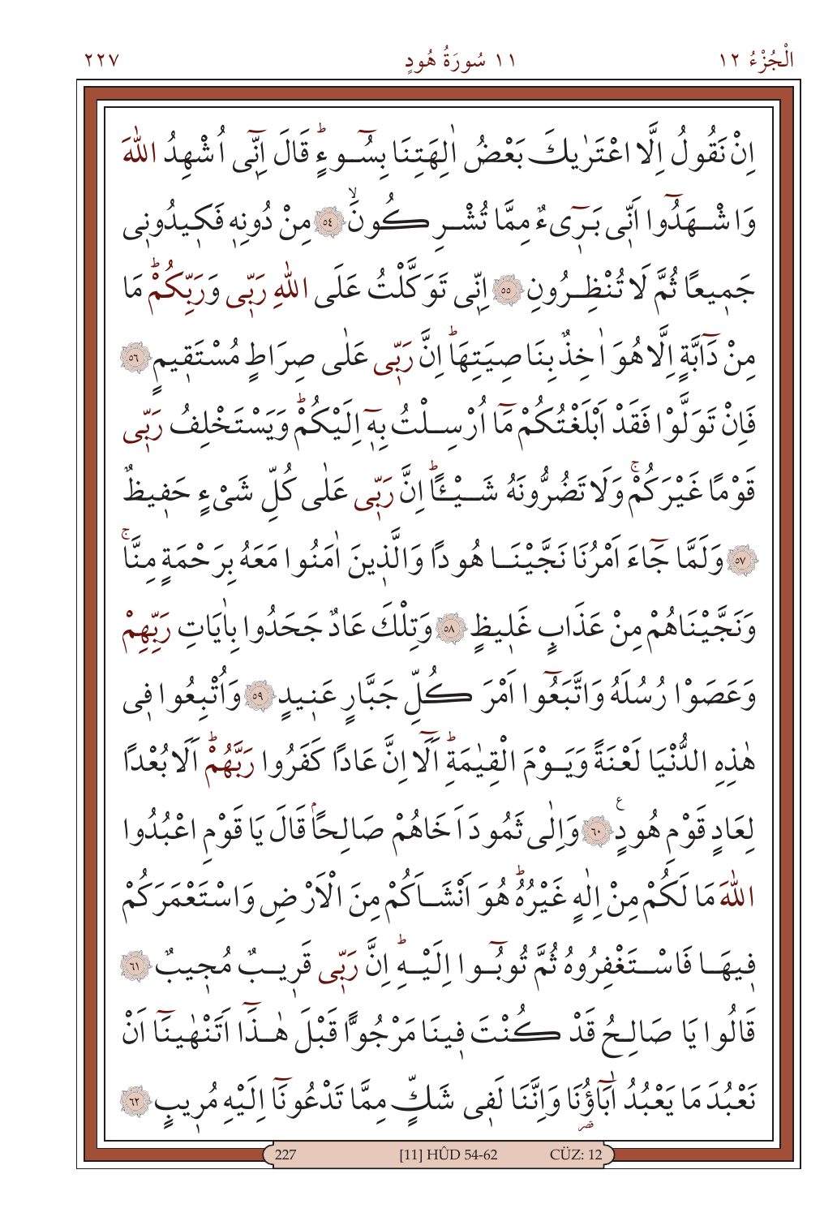اِنْ نَقُولُ اِلَّا اعْتَرٰيكَ بَعْضُ اٰلِهَتِنَا بِسُٓوءٍۜ قَالَ اِنّ۪ٓي اُشْهِدُ اللّٰهَ وَاشْهَدُٓوا اَنّ۪ي بَر۪ٓيءٌ مِمَّا تُشْرِكُونَۙ ﴿٥٤﴾ مِنْ دُونِه۪ فَك۪يدُون۪ي جَم۪يعًا ثُمَّ لَا تُنْظِرُونِ ﴿٥٥﴾ اِنّ۪ي تَوَكَّلْتُ عَلَى اللّٰهِ رَبّ۪ي وَرَبِّكُمْۜ مَا مِنْ دَٓابَّةٍ اِلَّا هُوَ اٰخِذٌ بِنَاصِيَتِهَاۜ اِنَّ رَبّ۪ي عَلٰى صِرَاطٍ مُسْتَق۪يمٍ ﴿٥٦﴾ فَاِنْ تَوَلَّوْا فَقَدْ اَبْلَغْتُكُمْ مَٓا اُرْسِلْتُ بِه۪ٓ اِلَيْكُمْۜ وَيَسْتَخْلِفُ رَبّ۪ي قَوْمًا غَيْرَكُمْۚ وَلَا تَضُرُّونَهُ شَيْـًٔاۜ اِنَّ رَبّ۪ي عَلٰى كُلِّ شَيْءٍ حَف۪يظٌ ﴿٥٧﴾ وَلَمَّا جَٓاءَ اَمْرُنَا نَجَّيْنَا هُودًا وَالَّذ۪ينَ اٰمَنُوا مَعَهُ بِرَحْمَةٍ مِنَّاۚ وَنَجَّيْنَاهُمْ مِنْ عَذَابٍ غَل۪يظٍ ﴿٥٨﴾ وَتِلْكَ عَادٌ جَحَدُوا بِاٰيَاتِ رَبِّهِمْ وَعَصَوْا رُسُلَهُ وَاتَّبَعُٓوا اَمْرَ كُلِّ جَبَّارٍ عَن۪يدٍ ﴿٥٩﴾ وَاُتْبِعُوا ف۪ي هٰذِهِ الدُّنْيَا لَعْنَةً وَيَوْمَ الْقِيٰمَةِۜ اَلَٓا اِنَّ عَادًا كَفَرُوا رَبَّهُمْۜ اَلَا بُعْدًا لِعَادٍ قَوْمِ هُودٍۚ ﴿٦٠﴾ وَاِلٰى ثَمُودَ اَخَاهُمْ صَالِحًاۢ قَالَ يَا قَوْمِ اعْبُدُوا اللّٰهَ مَا لَكُمْ مِنْ اِلٰهٍ غَيْرُهُۜ هُوَ اَنْشَاَكُمْ مِنَ الْاَرْضِ وَاسْتَعْمَرَكُمْ ف۪يهَا فَاسْتَغْفِرُوهُ ثُمَّ تُوبُٓوا اِلَيْهِۜ اِنَّ رَبّ۪ي قَر۪يبٌ مُج۪يبٌ ﴿٦١﴾ قَالُوا يَا صَالِحُ قَدْ كُنْتَ ف۪ينَا مَرْجُوًّا قَبْلَ هٰذَٓا اَتَنْهٰينَٓا اَنْ نَعْبُدَ مَا يَعْبُدُ اٰبَٓاؤُ۬نَا وَاِنَّنَا لَف۪ي شَكٍّ مِمَّا تَدْعُونَٓا اِلَيْهِ مُر۪يبٍ ﴿٦٢﴾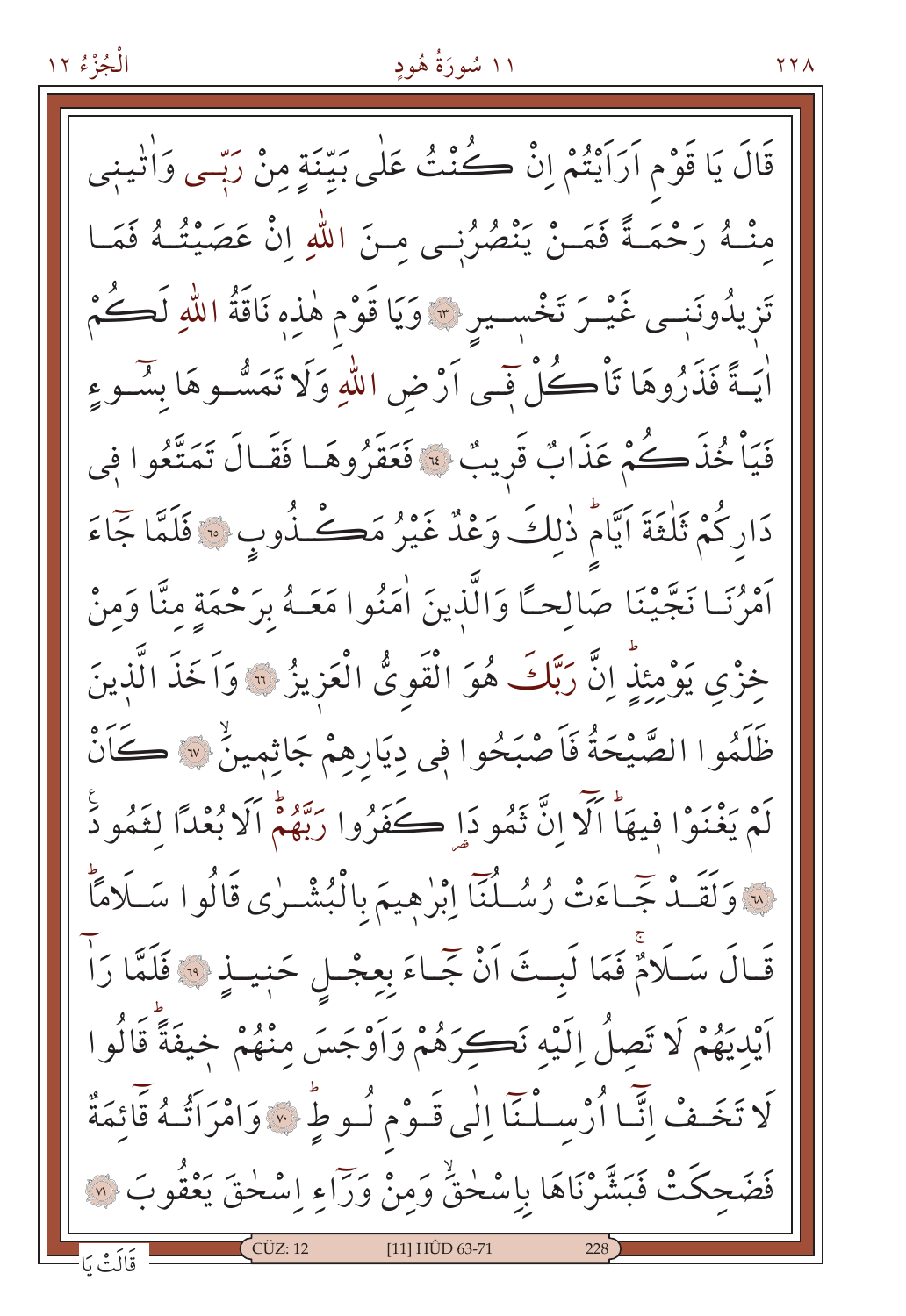قَالَ يَا قَوْمِ اَرَاَيْتُمْ اِنْ كُنْتُ عَلٰى بَيِّنَةٍ مِنْ رَبّ۪ي وَاٰتٰيهُ۪ي

مِنْهُ رَحْمَةً فَمَنْ يَنْصُرُن۪ي مِنَ اللّٰهِ اِنْ عَصَيْتُهُ فَمَا

تَز۪يدُونَن۪ي غَيْرَ تَخْس۪يرٍ ﴿٦٣﴾ وَيَا قَوْمِ هٰذِه۪ نَاقَةُ اللّٰهِ لَكُمْ

اٰيَةً فَذَرُوهَا تَأْكُلْ ف۪ٓي اَرْضِ اللّٰهِ وَلَا تَمَسُّوهَا بِسُٓوءٍ

فَيَأْخُذَكُمْ عَذَابٌ قَر۪يبٌ ﴿٦٤﴾ فَعَقَرُوهَا فَقَالَ تَمَتَّعُوا ف۪ي

دَارِكُمْ ثَلٰثَةَ اَيَّامٍ ذٰلِكَ وَعْدٌ غَيْرُ مَكْذُوبٍ ﴿٦٥﴾ فَلَمَّا جَٓاءَ

اَمْرُنَا نَجَّيْنَا صَالِحًا وَالَّذ۪ينَ اٰمَنُوا مَعَهُ بِرَحْمَةٍ مِنَّا وَمِنْ

خِزْيِ يَوْمِئِذٍ اِنَّ رَبَّكَ هُوَ الْقَوِيُّ الْعَز۪يزُ ﴿٦٦﴾ وَاَخَذَ الَّذ۪ينَ

ظَلَمُوا الصَّيْحَةُ فَاَصْبَحُوا ف۪ي دِيَارِهِمْ جَاثِم۪ينَ ﴿٦٧﴾ كَاَنْ

لَمْ يَغْنَوْا ف۪يهَا اَلَٓا اِنَّ ثَمُودَا۬ كَفَرُوا رَبَّهُمْ اَلَا بُعْدًا لِثَمُودَ

﴿٦٨﴾ وَلَقَدْ جَٓاءَتْ رُسُلُنَٓا اِبْرٰه۪يمَ بِالْبُشْرٰى قَالُوا سَلَامًا

قَالَ سَلَامٌ فَمَا لَبِثَ اَنْ جَٓاءَ بِعِجْلٍ حَن۪يذٍ ﴿٦٩﴾ فَلَمَّا رَاٰ

اَيْدِيَهُمْ لَا تَصِلُ اِلَيْهِ نَكِرَهُمْ وَاَوْجَسَ مِنْهُمْ خ۪يفَةً قَالُوا

لَا تَخَفْ اِنَّٓا اُرْسِلْنَٓا اِلٰى قَوْمِ لُوطٍ ﴿٧٠﴾ وَامْرَاَتُهُ قَٓائِمَةٌ

فَضَحِكَتْ فَبَشَّرْنَاهَا بِاِسْحٰقَ وَمِنْ وَرَٓاءِ اِسْحٰقَ يَعْقُوبَ ﴿٧١﴾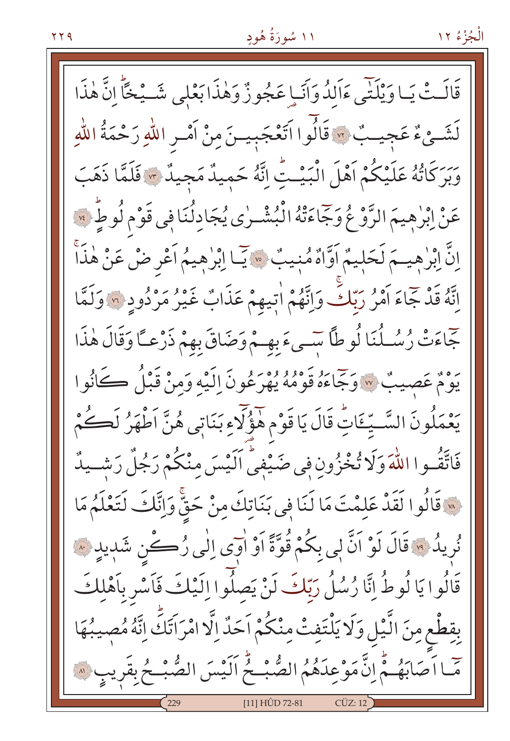قَالَتْ يَا وَيْلَتٰى ءَاَلِدُ وَاَنَا عَجُوزٌ وَهٰذَا بَعْلِى شَيْخًاؕ اِنَّ هٰذَا لَشَيْءٌ عَجِيبٌ ﴿٧٢﴾ قَالُوا اَتَعْجَبِينَ مِنْ اَمْرِ اللّٰهِ رَحْمَةُ اللّٰهِ وَبَرَكَاتُهُ عَلَيْكُمْ اَهْلَ الْبَيْتِؕ اِنَّهُ حَمِيدٌ مَجِيدٌ ﴿٧٣﴾ فَلَمَّا ذَهَبَ عَنْ اِبْرٰهِيمَ الرَّوْعُ وَجَٓاءَتْهُ الْبُشْرٰى يُجَادِلُنَا فِى قَوْمِ لُوطٍؕ ﴿٧٤﴾ اِنَّ اِبْرٰهِيمَ لَحَلِيمٌ اَوَّاهٌ مُنِيبٌ ﴿٧٥﴾ يَٓا اِبْرٰهِيمُ اَعْرِضْ عَنْ هٰذَاۚ اِنَّهُ قَدْ جَٓاءَ اَمْرُ رَبِّكَۚ وَاِنَّهُمْ اٰتِيهِمْ عَذَابٌ غَيْرُ مَرْدُودٍ ﴿٧٦﴾ وَلَمَّا جَٓاءَتْ رُسُلُنَا لُوطًا سِٓيءَ بِهِمْ وَضَاقَ بِهِمْ ذَرْعًا وَقَالَ هٰذَا يَوْمٌ عَصِيبٌ ﴿٧٧﴾ وَجَٓاءَهُ قَوْمُهُ يُهْرَعُونَ اِلَيْهِ وَمِنْ قَبْلُ كَانُوا يَعْمَلُونَ السَّيِّـَٔاتِؕ قَالَ يَا قَوْمِ هٰٓؤُلَٓاءِ بَنَاتِى هُنَّ اَطْهَرُ لَكُمْ فَاتَّقُوا اللّٰهَ وَلَا تُخْزُونِ فِى ضَيْفِىؕ اَلَيْسَ مِنْكُمْ رَجُلٌ رَشِيدٌ ﴿٧٨﴾ قَالُوا لَقَدْ عَلِمْتَ مَا لَنَا فِى بَنَاتِكَ مِنْ حَقٍّۚ وَاِنَّكَ لَتَعْلَمُ مَا نُرِيدُ ﴿٧٩﴾ قَالَ لَوْ اَنَّ لِى بِكُمْ قُوَّةً اَوْ اٰوٖٓى اِلٰى رُكْنٍ شَدِيدٍ ﴿٨٠﴾ قَالُوا يَا لُوطُ اِنَّا رُسُلُ رَبِّكَ لَنْ يَصِلُٓوا اِلَيْكَ فَاَسْرِ بِاَهْلِكَ بِقِطْعٍ مِنَ الَّيْلِ وَلَا يَلْتَفِتْ مِنْكُمْ اَحَدٌ اِلَّا امْرَاَتَكَؕ اِنَّهُ مُصِيبُهَا مَٓا اَصَابَهُمْؕ اِنَّ مَوْعِدَهُمُ الصُّبْحُؕ اَلَيْسَ الصُّبْحُ بِقَرِيبٍ ﴿٨١﴾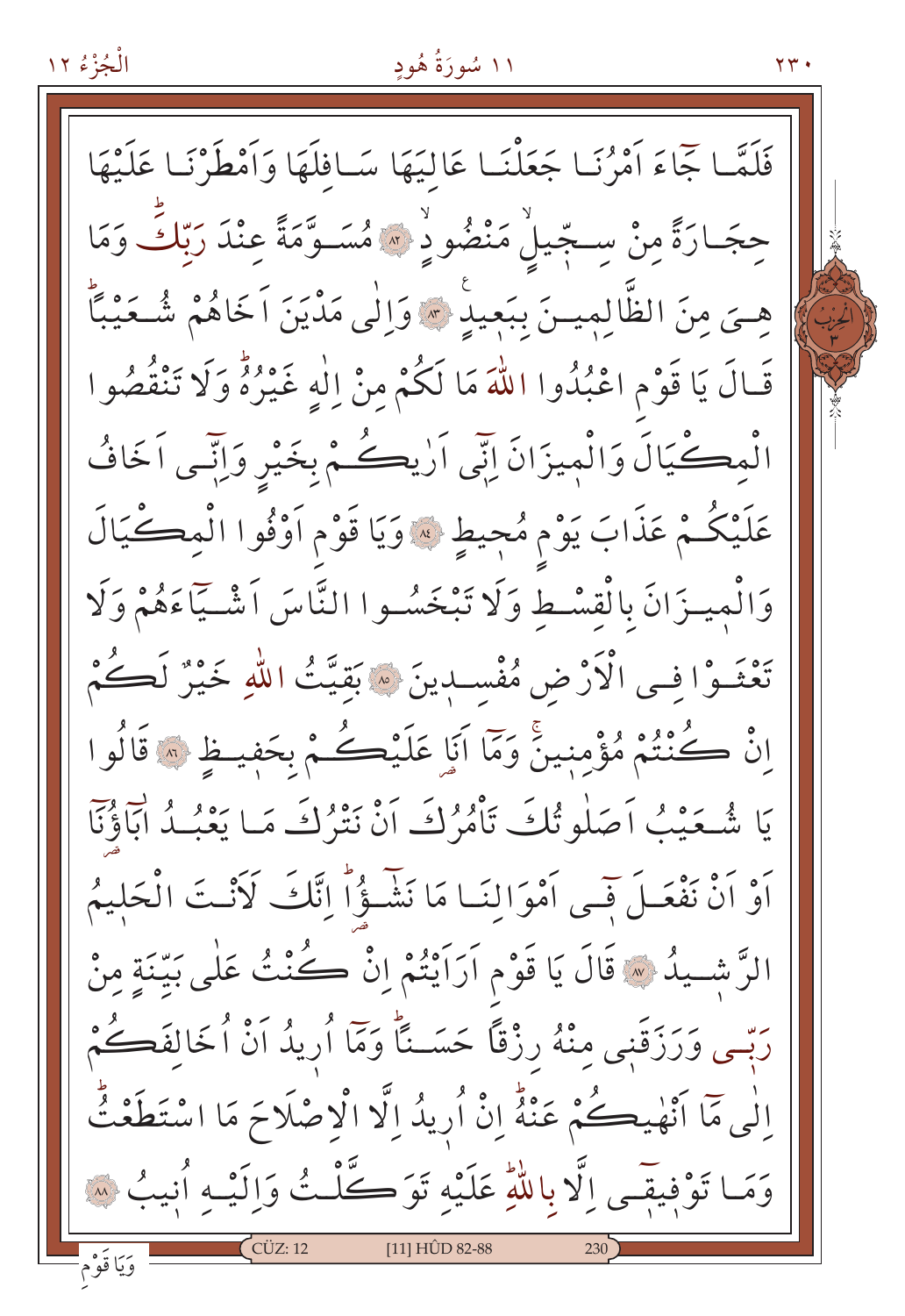فَلَمَّا جَٓاءَ اَمْرُنَا جَعَلْنَا عَالِيَهَا سَافِلَهَا وَاَمْطَرْنَا عَلَيْهَا حِجَارَةً مِنْ سِجّيلٍ مَنْضُودٍ ﴿٨٢﴾ مُسَوَّمَةً عِنْدَ رَبِّكَۜ وَمَا هِيَ مِنَ الظَّالِمينَ بِبَعيدٍ ﴿٨٣﴾ وَاِلٰى مَدْيَنَ اَخَاهُمْ شُعَيْبًاۜ قَالَ يَا قَوْمِ اعْبُدُوا اللّٰهَ مَا لَكُمْ مِنْ اِلٰهٍ غَيْرُهُۜ وَلَا تَنْقُصُوا الْمِكْيَالَ وَالْميزَانَ اِنّي اَرٰيكُمْ بِخَيْرٍ وَاِنّي اَخَافُ عَلَيْكُمْ عَذَابَ يَوْمٍ مُحيطٍ ﴿٨٤﴾ وَيَا قَوْمِ اَوْفُوا الْمِكْيَالَ وَالْميزَانَ بِالْقِسْطِ وَلَا تَبْخَسُوا النَّاسَ اَشْيَٓاءَهُمْ وَلَا تَعْثَوْا فِي الْاَرْضِ مُفْسِدينَ ﴿٨٥﴾ بَقِيَّتُ اللّٰهِ خَيْرٌ لَكُمْ اِنْ كُنْتُمْ مُؤْمِنينَۚ وَمَٓا اَنَا عَلَيْكُمْ بِحَفيظٍ ﴿٨٦﴾ قَالُوا يَا شُعَيْبُ اَصَلٰوتُكَ تَأْمُرُكَ اَنْ نَتْرُكَ مَا يَعْبُدُ اٰبَٓاؤُنَٓا اَوْ اَنْ نَفْعَلَ فٓي اَمْوَالِنَا مَا نَشٰٓؤُاۜ اِنَّكَ لَاَنْتَ الْحَليمُ الرَّشيدُ ﴿٨٧﴾ قَالَ يَا قَوْمِ اَرَاَيْتُمْ اِنْ كُنْتُ عَلٰى بَيِّنَةٍ مِنْ رَبّي وَرَزَقَني مِنْهُ رِزْقًا حَسَنًاۜ وَمَٓا اُريدُ اَنْ اُخَالِفَكُمْ اِلٰى مَٓا اَنْهٰيكُمْ عَنْهُۜ اِنْ اُريدُ اِلَّا الْاِصْلَاحَ مَا اسْتَطَعْتُۜ وَمَا تَوْفيقٓي اِلَّا بِاللّٰهِۜ عَلَيْهِ تَوَكَّلْتُ وَاِلَيْهِ اُنيبُ ﴿٨٨﴾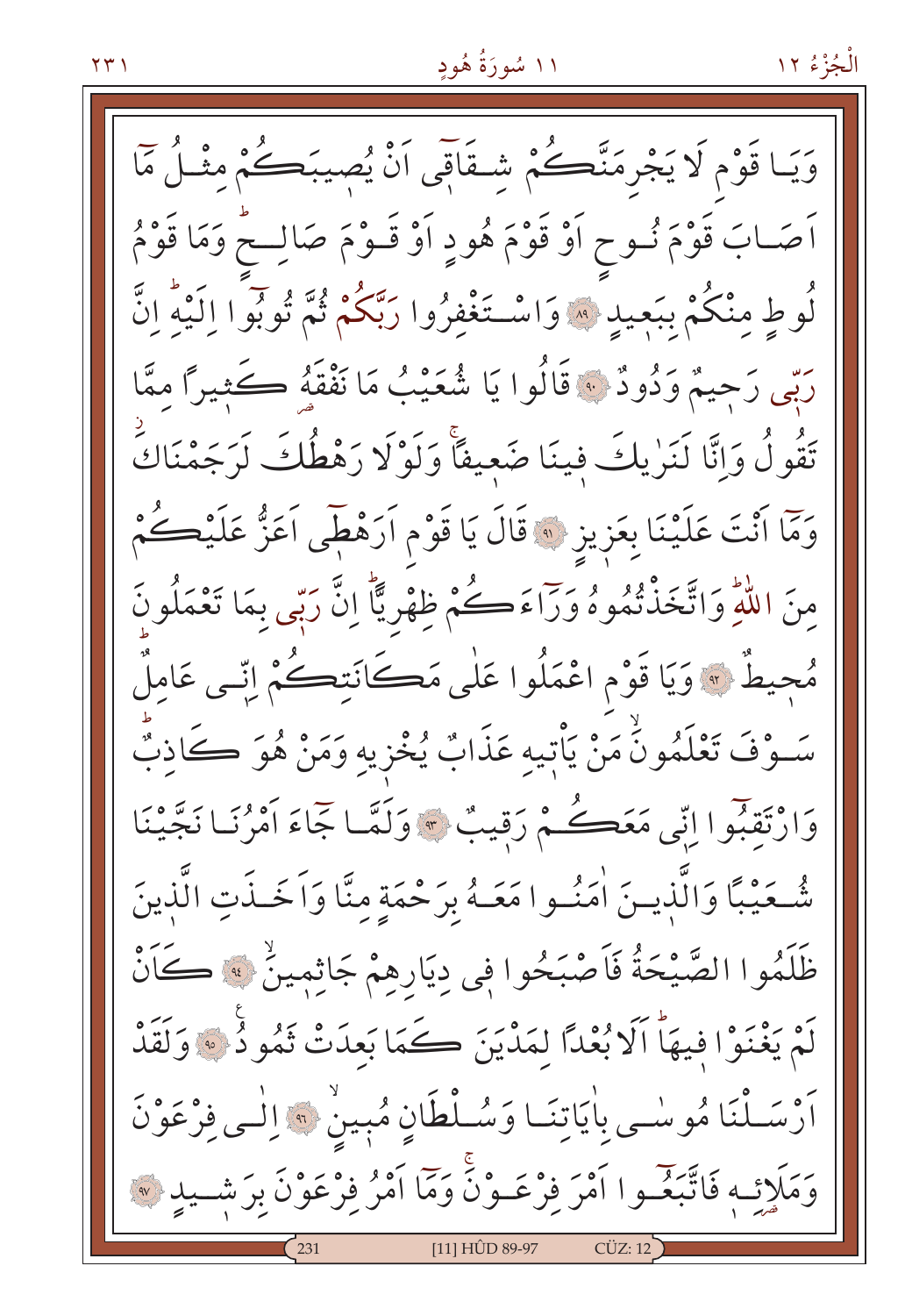وَيَا قَوْمِ لَا يَجْرِمَنَّكُمْ شِقَاقٖٓي اَنْ يُصِيبَكُمْ مِثْلُ مَٓا اَصَابَ قَوْمَ نُوحٍ اَوْ قَوْمَ هُودٍ اَوْ قَوْمَ صَالِحٍؕ وَمَا قَوْمُ لُوطٍ مِنْكُمْ بِبَعٖيدٍ ﴿٨٩﴾ وَاسْتَغْفِرُوا رَبَّكُمْ ثُمَّ تُوبُٓوا اِلَيْهِؕ اِنَّ رَبّٖي رَحٖيمٌ وَدُودٌ ﴿٩٠﴾ قَالُوا يَا شُعَيْبُ مَا نَفْقَهُ كَثٖيرًا مِمَّا تَقُولُ وَاِنَّا لَنَرٰيكَ فٖينَا ضَعٖيفًاۚ وَلَوْلَا رَهْطُكَ لَرَجَمْنَاكَۘ وَمَٓا اَنْتَ عَلَيْنَا بِعَزٖيزٍ ﴿٩١﴾ قَالَ يَا قَوْمِ اَرَهْطٖٓي اَعَزُّ عَلَيْكُمْ مِنَ اللّٰهِؕ وَاتَّخَذْتُمُوهُ وَرَٓاءَكُمْ ظِهْرِيًّاؕ اِنَّ رَبّٖي بِمَا تَعْمَلُونَ مُحٖيطٌ ﴿٩٢﴾ وَيَا قَوْمِ اعْمَلُوا عَلٰى مَكَانَتِكُمْ اِنّٖي عَامِلٌؕ سَوْفَ تَعْلَمُونَۙ مَنْ يَاْتٖيهِ عَذَابٌ يُخْزٖيهِ وَمَنْ هُوَ كَاذِبٌؕ وَارْتَقِبُٓوا اِنّٖي مَعَكُمْ رَقٖيبٌ ﴿٩٣﴾ وَلَمَّا جَٓاءَ اَمْرُنَا نَجَّيْنَا شُعَيْبًا وَالَّذٖينَ اٰمَنُوا مَعَهُ بِرَحْمَةٍ مِنَّا وَاَخَذَتِ الَّذٖينَ ظَلَمُوا الصَّيْحَةُ فَاَصْبَحُوا فٖي دِيَارِهِمْ جَاثِمٖينَۙ ﴿٩٤﴾ كَاَنْ لَمْ يَغْنَوْا فٖيهَاؕ اَلَا بُعْدًا لِمَدْيَنَ كَمَا بَعِدَتْ ثَمُودُ ﴿٩٥﴾ وَلَقَدْ اَرْسَلْنَا مُوسٰى بِاٰيَاتِنَا وَسُلْطَانٍ مُبٖينٍۙ ﴿٩٦﴾ اِلٰى فِرْعَوْنَ وَمَلَا۬ئِهٖ فَاتَّبَعُٓوا اَمْرَ فِرْعَوْنَۚ وَمَٓا اَمْرُ فِرْعَوْنَ بِرَشٖيدٍ ﴿٩٧﴾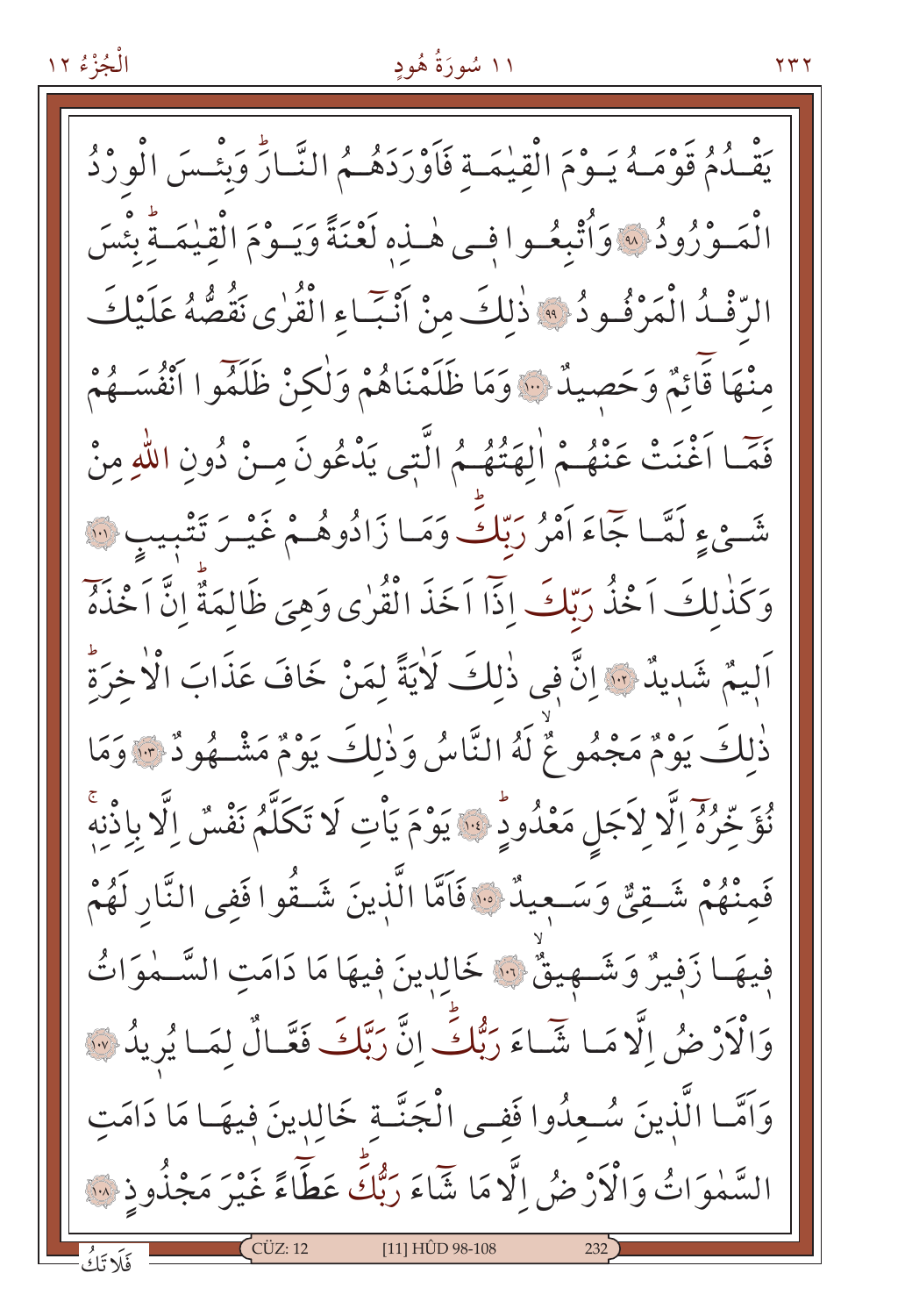يَقْدُمُ قَوْمَهُ يَوْمَ الْقِيٰمَةِ فَاَوْرَدَهُمُ النَّارَۜ وَبِئْسَ الْوِرْدُ الْمَوْرُودُ ﴿٩٨﴾ وَاُتْبِعُوا فٖي هٰذِهٖ لَعْنَةً وَيَوْمَ الْقِيٰمَةِۜ بِئْسَ الرِّفْدُ الْمَرْفُودُ ﴿٩٩﴾ ذٰلِكَ مِنْ اَنْبَٓاءِ الْقُرٰى نَقُصُّهُ عَلَيْكَ مِنْهَا قَٓائِمٌ وَحَصٖيدٌ ﴿١٠٠﴾ وَمَا ظَلَمْنَاهُمْ وَلٰكِنْ ظَلَمُٓوا اَنْفُسَهُمْ فَمَٓا اَغْنَتْ عَنْهُمْ اٰلِهَتُهُمُ الَّتٖي يَدْعُونَ مِنْ دُونِ اللّٰهِ مِنْ شَيْءٍ لَمَّا جَٓاءَ اَمْرُ رَبِّكَۜ وَمَا زَادُوهُمْ غَيْرَ تَتْبٖيبٍ ﴿١٠١﴾ وَكَذٰلِكَ اَخْذُ رَبِّكَ اِذَٓا اَخَذَ الْقُرٰى وَهِيَ ظَالِمَةٌۜ اِنَّ اَخْذَهُٓ اَلٖيمٌ شَدٖيدٌ ﴿١٠٢﴾ اِنَّ فٖي ذٰلِكَ لَاٰيَةً لِمَنْ خَافَ عَذَابَ الْاٰخِرَةِۜ ذٰلِكَ يَوْمٌ مَجْمُوعٌ لَهُ النَّاسُ وَذٰلِكَ يَوْمٌ مَشْهُودٌ ﴿١٠٣﴾ وَمَا نُؤَخِّرُهُٓ اِلَّا لِاَجَلٍ مَعْدُودٍۜ ﴿١٠٤﴾ يَوْمَ يَاْتِ لَا تَكَلَّمُ نَفْسٌ اِلَّا بِاِذْنِهٖۚ فَمِنْهُمْ شَقِيٌّ وَسَعٖيدٌ ﴿١٠٥﴾ فَاَمَّا الَّذٖينَ شَقُوا فَفِي النَّارِ لَهُمْ فٖيهَا زَفٖيرٌ وَشَهٖيقٌ ﴿١٠٦﴾ خَالِدٖينَ فٖيهَا مَا دَامَتِ السَّمٰوَاتُ وَالْاَرْضُ اِلَّا مَا شَٓاءَ رَبُّكَۜ اِنَّ رَبَّكَ فَعَّالٌ لِمَا يُرٖيدُ ﴿١٠٧﴾ وَاَمَّا الَّذٖينَ سُعِدُوا فَفِي الْجَنَّةِ خَالِدٖينَ فٖيهَا مَا دَامَتِ السَّمٰوَاتُ وَالْاَرْضُ اِلَّا مَا شَٓاءَ رَبُّكَۜ عَطَٓاءً غَيْرَ مَجْذُوذٍ ﴿١٠٨﴾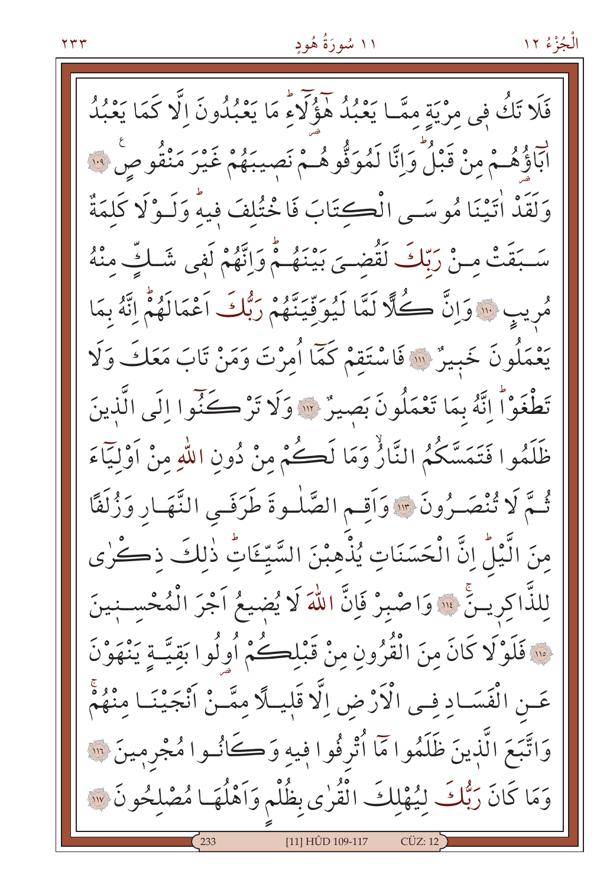فَلَا تَكُ فٖى مِرْيَةٍ مِمَّا يَعْبُدُ هٰٓؤُلَٓاءِۜ مَا يَعْبُدُونَ اِلَّا كَمَا يَعْبُدُ

اٰبَٓاؤُهُمْ مِنْ قَبْلُۜ وَاِنَّا لَمُوَفُّوهُمْ نَصٖيبَهُمْ غَيْرَ مَنْقُوصٍ ﴿١٠٩﴾

وَلَقَدْ اٰتَيْنَا مُوسَى الْكِتَابَ فَاخْتُلِفَ فٖيهِۜ وَلَوْلَا كَلِمَةٌ

سَبَقَتْ مِنْ رَبِّكَ لَقُضِيَ بَيْنَهُمْۜ وَاِنَّهُمْ لَفٖى شَكٍّ مِنْهُ

مُرٖيبٍ ﴿١١٠﴾ وَاِنَّ كُلًّا لَمَّا لَيُوَفِّيَنَّهُمْ رَبُّكَ اَعْمَالَهُمْۜ اِنَّهُ بِمَا

يَعْمَلُونَ خَبٖيرٌ ﴿١١١﴾ فَاسْتَقِمْ كَمَٓا اُمِرْتَ وَمَنْ تَابَ مَعَكَ وَلَا

تَطْغَوْاۜ اِنَّهُ بِمَا تَعْمَلُونَ بَصٖيرٌ ﴿١١٢﴾ وَلَا تَرْكَنُٓوا اِلَى الَّذٖينَ

ظَلَمُوا فَتَمَسَّكُمُ النَّارُۙ وَمَا لَكُمْ مِنْ دُونِ اللّٰهِ مِنْ اَوْلِيَٓاءَ

ثُمَّ لَا تُنْصَرُونَ ﴿١١٣﴾ وَاَقِمِ الصَّلٰوةَ طَرَفَيِ النَّهَارِ وَزُلَفًا

مِنَ الَّيْلِۜ اِنَّ الْحَسَنَاتِ يُذْهِبْنَ السَّيِّئَاتِۜ ذٰلِكَ ذِكْرٰى

لِلذَّاكِرٖينَۚ ﴿١١٤﴾ وَاصْبِرْ فَاِنَّ اللّٰهَ لَا يُضٖيعُ اَجْرَ الْمُحْسِنٖينَ

﴿١١٥﴾ فَلَوْلَا كَانَ مِنَ الْقُرُونِ مِنْ قَبْلِكُمْ اُولُوا بَقِيَّةٍ يَنْهَوْنَ

عَنِ الْفَسَادِ فِى الْاَرْضِ اِلَّا قَلٖيلًا مِمَّنْ اَنْجَيْنَا مِنْهُمْۚ

وَاتَّبَعَ الَّذٖينَ ظَلَمُوا مَٓا اُتْرِفُوا فٖيهِ وَكَانُوا مُجْرِمٖينَ ﴿١١٦﴾

وَمَا كَانَ رَبُّكَ لِيُهْلِكَ الْقُرٰى بِظُلْمٍ وَاَهْلُهَا مُصْلِحُونَ ﴿١١٧﴾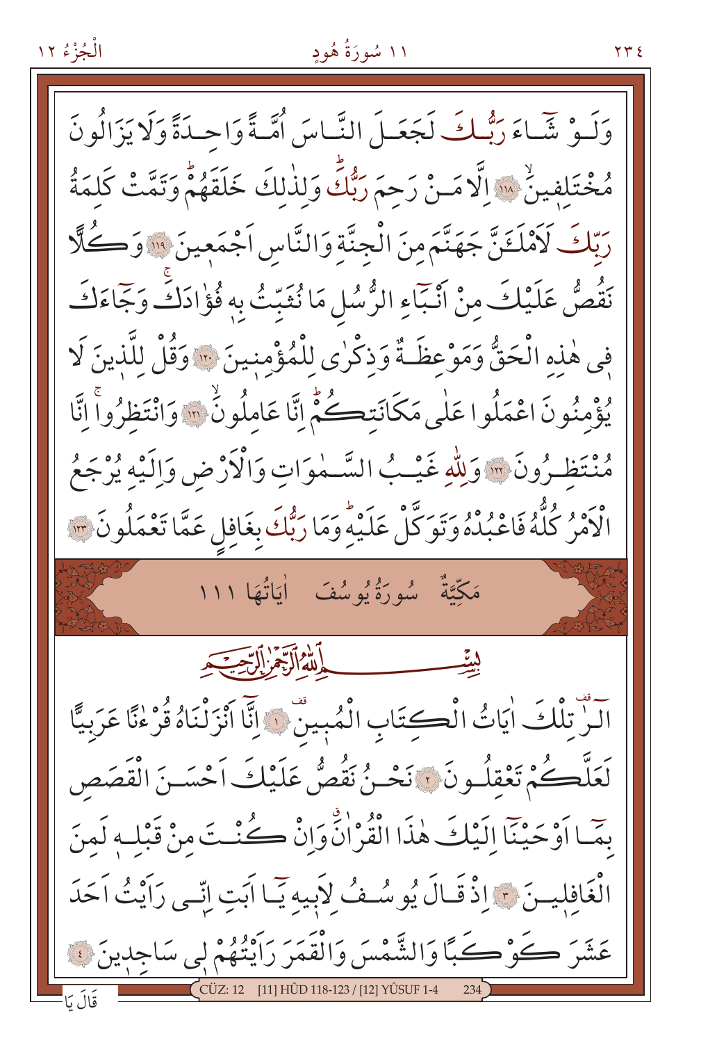وَلَوْ شَاءَ رَبُّكَ لَجَعَلَ النَّاسَ اُمَّةً وَاحِدَةً وَلَا يَزَالُونَ مُخْتَلِفِينَۙ ﴿١١٨﴾ اِلَّا مَنْ رَحِمَ رَبُّكَۜ وَلِذٰلِكَ خَلَقَهُمْۜ وَتَمَّتْ كَلِمَةُ رَبِّكَ لَاَمْلَئَنَّ جَهَنَّمَ مِنَ الْجِنَّةِ وَالنَّاسِ اَجْمَعِينَ ﴿١١٩﴾ وَكُلًّا نَقُصُّ عَلَيْكَ مِنْ اَنْبَٓاءِ الرُّسُلِ مَا نُثَبِّتُ بِه۪ فُؤَادَكَۚ وَجَٓاءَكَ ف۪ي هٰذِهِ الْحَقُّ وَمَوْعِظَةٌ وَذِكْرٰى لِلْمُؤْمِن۪ينَ ﴿١٢٠﴾ وَقُلْ لِلَّذ۪ينَ لَا يُؤْمِنُونَ اعْمَلُوا عَلٰى مَكَانَتِكُمْۜ اِنَّا عَامِلُونَۙ ﴿١٢١﴾ وَانْتَظِرُواۚ اِنَّا مُنْتَظِرُونَ ﴿١٢٢﴾ وَلِلّٰهِ غَيْبُ السَّمٰوَاتِ وَالْاَرْضِ وَاِلَيْهِ يُرْجَعُ الْاَمْرُ كُلُّهُ فَاعْبُدْهُ وَتَوَكَّلْ عَلَيْهِۜ وَمَا رَبُّكَ بِغَافِلٍ عَمَّا تَعْمَلُونَ ﴿١٢٣﴾

## مَكِّيَّةٌ سُورَةُ يُوسُفَ اٰيَاتُهَا ١١١

بِسْمِ اللّٰهِ الرَّحْمٰنِ الرَّح۪يمِ

الٓرٰ۠ قف تِلْكَ اٰيَاتُ الْكِتَابِ الْمُب۪ينِ۠ ﴿١﴾ اِنَّٓا اَنْزَلْنَاهُ قُرْاٰنًا عَرَبِيًّا لَعَلَّكُمْ تَعْقِلُونَ ﴿٢﴾ نَحْنُ نَقُصُّ عَلَيْكَ اَحْسَنَ الْقَصَصِ بِمَٓا اَوْحَيْنَٓا اِلَيْكَ هٰذَا الْقُرْاٰنَۗ وَاِنْ كُنْتَ مِنْ قَبْلِه۪ لَمِنَ الْغَافِل۪ينَ ﴿٣﴾ اِذْ قَالَ يُوسُفُ لِاَب۪يهِ يَٓا اَبَتِ اِنّ۪ي رَاَيْتُ اَحَدَ عَشَرَ كَوْكَبًا وَالشَّمْسَ وَالْقَمَرَ رَاَيْتُهُمْ ل۪ي سَاجِد۪ينَ ﴿٤﴾

قَالَ يَا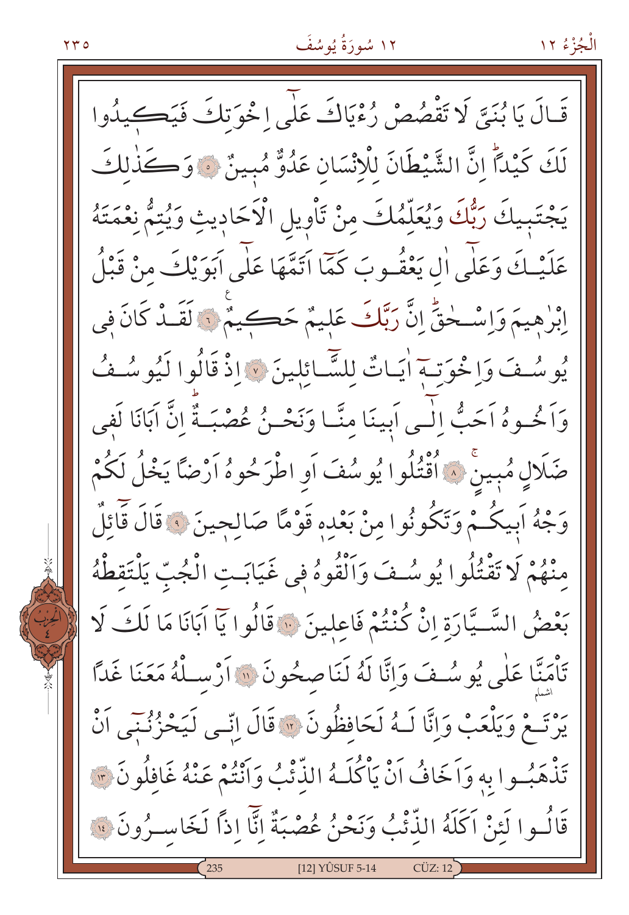قَالَ يَا بُنَيَّ لَا تَقْصُصْ رُءْيَاكَ عَلٰٓى اِخْوَتِكَ فَيَكٖيدُوا لَكَ كَيْدًاۜ اِنَّ الشَّيْطَانَ لِلْاِنْسَانِ عَدُوٌّ مُبٖينٌ ﴿٥﴾ وَكَذٰلِكَ يَجْتَبٖيكَ رَبُّكَ وَيُعَلِّمُكَ مِنْ تَاْوٖيلِ الْاَحَادٖيثِ وَيُتِمُّ نِعْمَتَهُ عَلَيْكَ وَعَلٰٓى اٰلِ يَعْقُوبَ كَمَٓا اَتَمَّهَا عَلٰٓى اَبَوَيْكَ مِنْ قَبْلُ اِبْرٰهٖيمَ وَاِسْحٰقَۜ اِنَّ رَبَّكَ عَلٖيمٌ حَكٖيمٌ ﴿٦﴾ لَقَدْ كَانَ فٖى يُوسُفَ وَاِخْوَتِهٖٓ اٰيَاتٌ لِلسَّٓائِلٖينَ ﴿٧﴾ اِذْ قَالُوا لَيُوسُفُ وَاَخُوهُ اَحَبُّ اِلٰٓى اَبٖينَا مِنَّا وَنَحْنُ عُصْبَةٌۜ اِنَّ اَبَانَا لَفٖى ضَلَالٍ مُبٖينٍۚ ﴿٨﴾ اُقْتُلُوا يُوسُفَ اَوِ اطْرَحُوهُ اَرْضًا يَخْلُ لَكُمْ وَجْهُ اَبٖيكُمْ وَتَكُونُوا مِنْ بَعْدِهٖ قَوْمًا صَالِحٖينَ ﴿٩﴾ قَالَ قَٓائِلٌ مِنْهُمْ لَا تَقْتُلُوا يُوسُفَ وَاَلْقُوهُ فٖى غَيَابَتِ الْجُبِّ يَلْتَقِطْهُ بَعْضُ السَّيَّارَةِ اِنْ كُنْتُمْ فَاعِلٖينَ ﴿١٠﴾ قَالُوا يَٓا اَبَانَا مَا لَكَ لَا تَاْمَنَّا عَلٰى يُوسُفَ وَاِنَّا لَهُ لَنَاصِحُونَ ﴿١١﴾ اَرْسِلْهُ مَعَنَا غَدًا يَرْتَعْ وَيَلْعَبْ وَاِنَّا لَهُ لَحَافِظُونَ ﴿١٢﴾ قَالَ اِنّٖى لَيَحْزُنُنٖٓى اَنْ تَذْهَبُوا بِهٖ وَاَخَافُ اَنْ يَاْكُلَهُ الذِّئْبُ وَاَنْتُمْ عَنْهُ غَافِلُونَ ﴿١٣﴾ قَالُوا لَئِنْ اَكَلَهُ الذِّئْبُ وَنَحْنُ عُصْبَةٌ اِنَّٓا اِذًا لَخَاسِرُونَ ﴿١٤﴾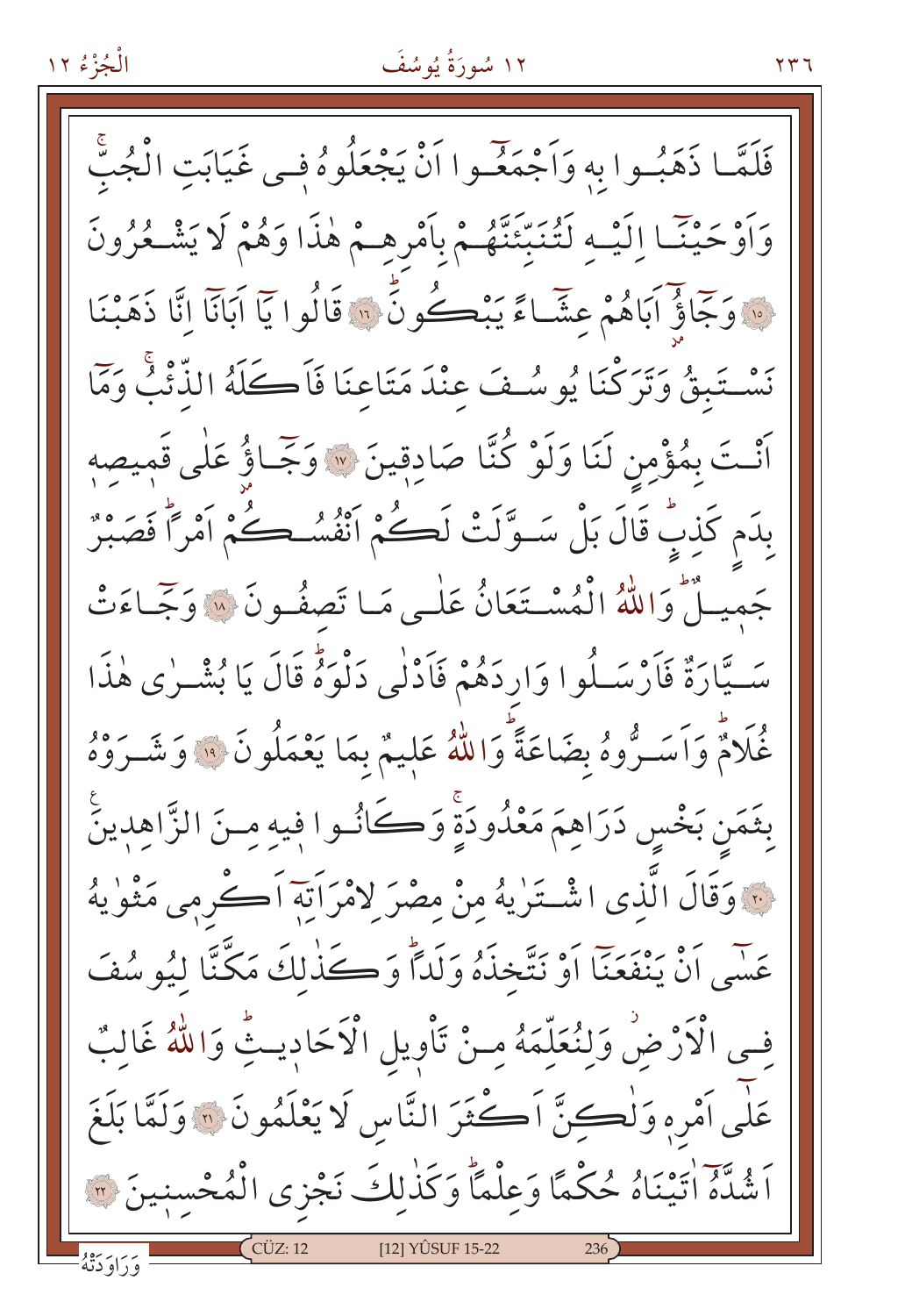فَلَمَّا ذَهَبُوا بِهٖ وَاَجْمَعُٓوا اَنْ يَجْعَلُوهُ فٖى غَيَابَتِ الْجُبِّۚ وَاَوْحَيْنَٓا اِلَيْهِ لَتُنَبِّئَنَّهُمْ بِاَمْرِهِمْ هٰذَا وَهُمْ لَا يَشْعُرُونَ ﴿١٥﴾ وَجَٓاؤُٓ اَبَاهُمْ عِشَٓاءً يَبْكُونَۜ ﴿١٦﴾ قَالُوا يَٓا اَبَانَٓا اِنَّا ذَهَبْنَا نَسْتَبِقُ وَتَرَكْنَا يُوسُفَ عِنْدَ مَتَاعِنَا فَاَكَلَهُ الذِّئْبُۚ وَمَٓا اَنْتَ بِمُؤْمِنٍ لَنَا وَلَوْ كُنَّا صَادِقٖينَ ﴿١٧﴾ وَجَٓاؤُ عَلٰى قَمٖيصِهٖ بِدَمٍ كَذِبٍۜ قَالَ بَلْ سَوَّلَتْ لَكُمْ اَنْفُسُكُمْ اَمْرًاۜ فَصَبْرٌ جَمٖيلٌۜ وَاللّٰهُ الْمُسْتَعَانُ عَلٰى مَا تَصِفُونَ ﴿١٨﴾ وَجَٓاءَتْ سَيَّارَةٌ فَاَرْسَلُوا وَارِدَهُمْ فَاَدْلٰى دَلْوَهُۜ قَالَ يَا بُشْرٰى هٰذَا غُلَامٌۜ وَاَسَرُّوهُ بِضَاعَةًۜ وَاللّٰهُ عَلٖيمٌ بِمَا يَعْمَلُونَ ﴿١٩﴾ وَشَرَوْهُ بِثَمَنٍ بَخْسٍ دَرَاهِمَ مَعْدُودَةٍۚ وَكَانُوا فٖيهِ مِنَ الزَّاهِدٖينَۚ ﴿٢٠﴾ وَقَالَ الَّذٖى اشْتَرٰيهُ مِنْ مِصْرَ لِامْرَاَتِهٖٓ اَكْرِمٖى مَثْوٰيهُ عَسٰٓى اَنْ يَنْفَعَنَٓا اَوْ نَتَّخِذَهُ وَلَدًاۜ وَكَذٰلِكَ مَكَّنَّا لِيُوسُفَ فِى الْاَرْضِۘ وَلِنُعَلِّمَهُ مِنْ تَاْوٖيلِ الْاَحَادٖيثِۜ وَاللّٰهُ غَالِبٌ عَلٰٓى اَمْرِهٖ وَلٰكِنَّ اَكْثَرَ النَّاسِ لَا يَعْلَمُونَ ﴿٢١﴾ وَلَمَّا بَلَغَ اَشُدَّهُٓ اٰتَيْنَاهُ حُكْمًا وَعِلْمًاۜ وَكَذٰلِكَ نَجْزِى الْمُحْسِنٖينَ ﴿٢٢﴾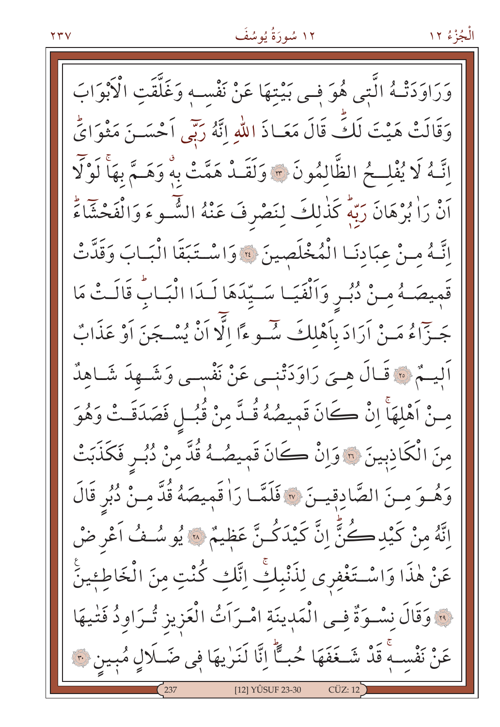وَرَاوَدَتْهُ الَّتٖى هُوَ فٖى بَيْتِهَا عَنْ نَفْسِهٖ وَغَلَّقَتِ الْاَبْوَابَ وَقَالَتْ هَيْتَ لَكَؕ قَالَ مَعَاذَ اللّٰهِ اِنَّهُ رَبّٖٓى اَحْسَنَ مَثْوَایَؕ اِنَّهُ لَا يُفْلِحُ الظَّالِمُونَ ﴿٢٣﴾ وَلَقَدْ هَمَّتْ بِهٖۚ وَهَمَّ بِهَاۚ لَوْلَٓا اَنْ رَاٰ بُرْهَانَ رَبِّهٖؕ كَذٰلِكَ لِنَصْرِفَ عَنْهُ السُّٓوءَ وَالْفَحْشَٓاءَؕ اِنَّهُ مِنْ عِبَادِنَا الْمُخْلَصٖينَ ﴿٢٤﴾ وَاسْتَبَقَا الْبَابَ وَقَدَّتْ قَمٖيصَهُ مِنْ دُبُرٍ وَاَلْفَيَا سَيِّدَهَا لَدَا الْبَابِؕ قَالَتْ مَا جَزَٓاءُ مَنْ اَرَادَ بِاَهْلِكَ سُٓوءًا اِلَّٓا اَنْ يُسْجَنَ اَوْ عَذَابٌ اَلٖيمٌ ﴿٢٥﴾ قَالَ هِیَ رَاوَدَتْنٖى عَنْ نَفْسٖى وَشَهِدَ شَاهِدٌ مِنْ اَهْلِهَاۚ اِنْ كَانَ قَمٖيصُهُ قُدَّ مِنْ قُبُلٍ فَصَدَقَتْ وَهُوَ مِنَ الْكَاذِبٖينَ ﴿٢٦﴾ وَاِنْ كَانَ قَمٖيصُهُ قُدَّ مِنْ دُبُرٍ فَكَذَبَتْ وَهُوَ مِنَ الصَّادِقٖينَ ﴿٢٧﴾ فَلَمَّا رَاٰ قَمٖيصَهُ قُدَّ مِنْ دُبُرٍ قَالَ اِنَّهُ مِنْ كَيْدِكُنَّؕ اِنَّ كَيْدَكُنَّ عَظٖيمٌ ﴿٢٨﴾ يُوسُفُ اَعْرِضْ عَنْ هٰذَا وَاسْتَغْفِرٖى لِذَنْبِكِۚ اِنَّكِ كُنْتِ مِنَ الْخَاطِئٖينَ ﴿٢٩﴾ وَقَالَ نِسْوَةٌ فِى الْمَدٖينَةِ امْرَاَتُ الْعَزٖيزِ تُرَاوِدُ فَتٰيهَا عَنْ نَفْسِهٖۚ قَدْ شَغَفَهَا حُبًّاؕ اِنَّا لَنَرٰيهَا فٖى ضَلَالٍ مُبٖينٍ ﴿٣٠﴾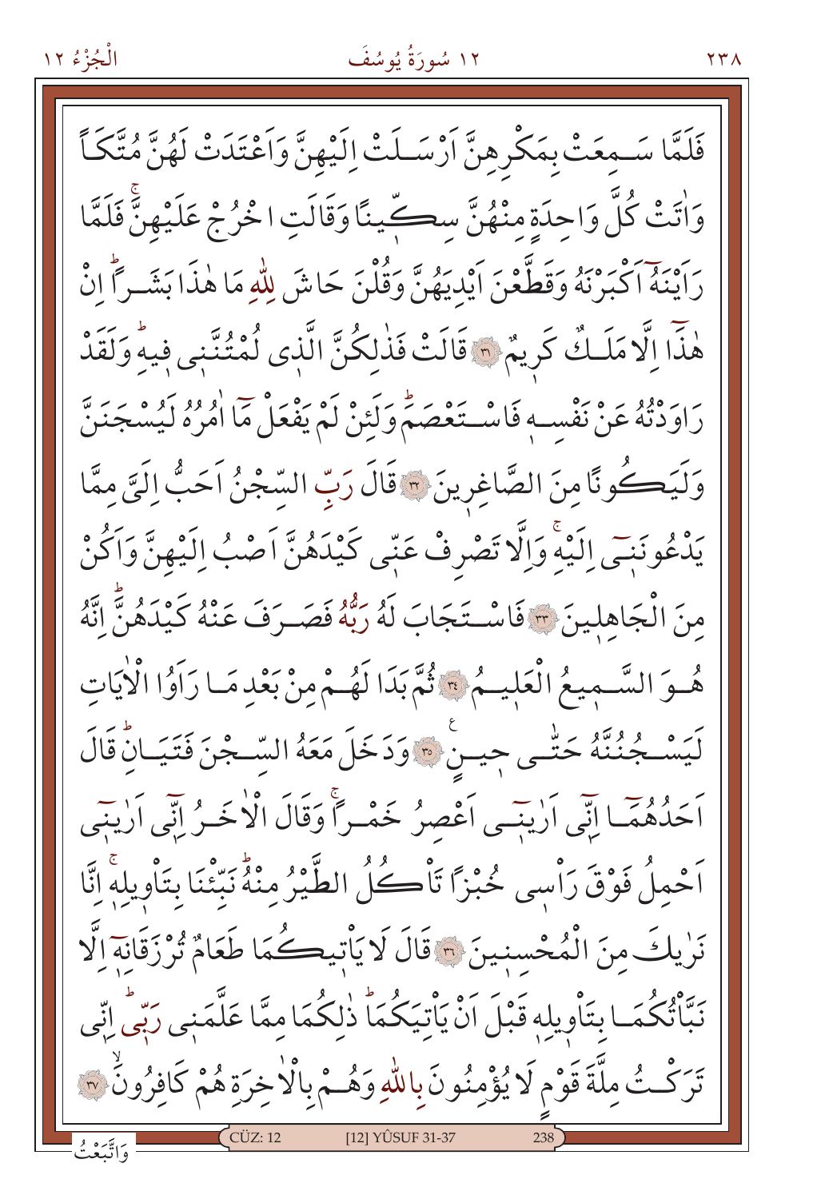فَلَمَّا سَمِعَتْ بِمَكْرِهِنَّ اَرْسَلَتْ اِلَيْهِنَّ وَاَعْتَدَتْ لَهُنَّ مُتَّكَاً وَاٰتَتْ كُلَّ وَاحِدَةٍ مِنْهُنَّ سِكّ۪ينًا وَقَالَتِ اخْرُجْ عَلَيْهِنَّۚ فَلَمَّا رَاَيْنَهُٓ اَكْبَرْنَهُ وَقَطَّعْنَ اَيْدِيَهُنَّ وَقُلْنَ حَاشَ لِلّٰهِ مَا هٰذَا بَشَرًاۜ اِنْ هٰذَٓا اِلَّا مَلَكٌ كَر۪يمٌ ﴿٣١﴾ قَالَتْ فَذٰلِكُنَّ الَّذ۪ي لُمْتُنَّن۪ي ف۪يهِۜ وَلَقَدْ رَاوَدْتُهُ عَنْ نَفْسِه۪ فَاسْتَعْصَمَۜ وَلَئِنْ لَمْ يَفْعَلْ مَٓا اٰمُرُهُ لَيُسْجَنَنَّ وَلَيَكُونًا مِنَ الصَّاغِر۪ينَ ﴿٣٢﴾ قَالَ رَبِّ السِّجْنُ اَحَبُّ اِلَيَّ مِمَّا يَدْعُونَن۪ٓي اِلَيْهِۚ وَاِلَّا تَصْرِفْ عَنّ۪ي كَيْدَهُنَّ اَصْبُ اِلَيْهِنَّ وَاَكُنْ مِنَ الْجَاهِل۪ينَ ﴿٣٣﴾ فَاسْتَجَابَ لَهُ رَبُّهُ فَصَرَفَ عَنْهُ كَيْدَهُنَّۜ اِنَّهُ هُوَ السَّم۪يعُ الْعَل۪يمُ ﴿٣٤﴾ ثُمَّ بَدَا لَهُمْ مِنْ بَعْدِ مَا رَاَوُا الْاٰيَاتِ لَيَسْجُنُنَّهُ حَتّٰى ح۪ينٍ ﴿٣٥﴾ وَدَخَلَ مَعَهُ السِّجْنَ فَتَيَانِۜ قَالَ اَحَدُهُمَٓا اِنّ۪ٓي اَرٰين۪ٓي اَعْصِرُ خَمْرًاۚ وَقَالَ الْاٰخَرُ اِنّ۪ٓي اَرٰين۪ٓي اَحْمِلُ فَوْقَ رَاْس۪ي خُبْزًا تَاْكُلُ الطَّيْرُ مِنْهُۜ نَبِّئْنَا بِتَاْو۪يلِه۪ۚ اِنَّا نَرٰيكَ مِنَ الْمُحْسِن۪ينَ ﴿٣٦﴾ قَالَ لَا يَاْت۪يكُمَا طَعَامٌ تُرْزَقَانِه۪ٓ اِلَّا نَبَّاْتُكُمَا بِتَاْو۪يلِه۪ قَبْلَ اَنْ يَاْتِيَكُمَاۜ ذٰلِكُمَا مِمَّا عَلَّمَن۪ي رَبّ۪يۜ اِنّ۪ي تَرَكْتُ مِلَّةَ قَوْمٍ لَا يُؤْمِنُونَ بِاللّٰهِ وَهُمْ بِالْاٰخِرَةِ هُمْ كَافِرُونَ ﴿٣٧﴾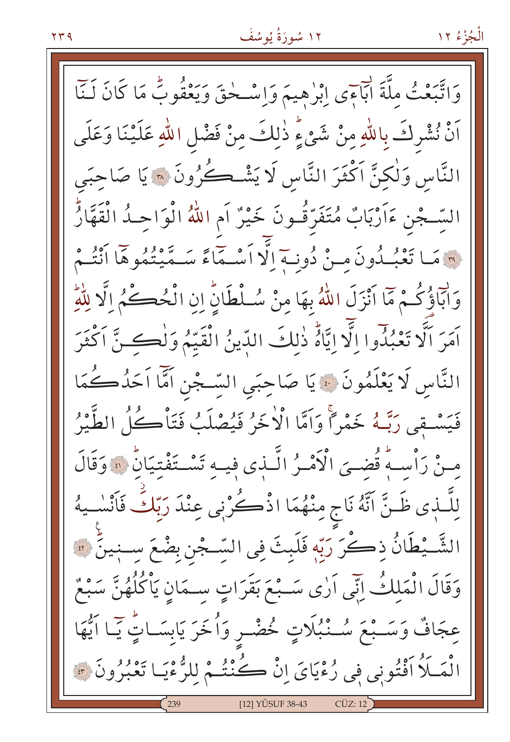وَاتَّبَعْتُ مِلَّةَ اٰبَٓاءٖٓى اِبْرٰهٖيمَ وَاِسْحٰقَ وَيَعْقُوبَؕ مَا كَانَ لَنَٓا

اَنْ نُشْرِكَ بِاللّٰهِ مِنْ شَيْءٍؕ ذٰلِكَ مِنْ فَضْلِ اللّٰهِ عَلَيْنَا وَعَلَى

النَّاسِ وَلٰكِنَّ اَكْثَرَ النَّاسِ لَا يَشْكُرُونَ ﴿٣٨﴾ يَا صَاحِبَيِ

السِّجْنِ ءَاَرْبَابٌ مُتَفَرِّقُونَ خَيْرٌ اَمِ اللّٰهُ الْوَاحِدُ الْقَهَّارُؕ

﴿٣٩﴾ مَا تَعْبُدُونَ مِنْ دُونِهٖٓ اِلَّٓا اَسْمَٓاءً سَمَّيْتُمُوهَٓا اَنْتُمْ

وَاٰبَٓاؤُكُمْ مَٓا اَنْزَلَ اللّٰهُ بِهَا مِنْ سُلْطَانٍؕ اِنِ الْحُكْمُ اِلَّا لِلّٰهِؕ

اَمَرَ اَلَّا تَعْبُدُٓوا اِلَّٓا اِيَّاهُؕ ذٰلِكَ الدّٖينُ الْقَيِّمُ وَلٰكِنَّ اَكْثَرَ

النَّاسِ لَا يَعْلَمُونَ ﴿٤٠﴾ يَا صَاحِبَيِ السِّجْنِ اَمَّٓا اَحَدُكُمَا

فَيَسْقٖى رَبَّهُ خَمْرًاۚ وَاَمَّا الْاٰخَرُ فَيُصْلَبُ فَتَاْكُلُ الطَّيْرُ

مِنْ رَاْسِهٖؕ قُضِيَ الْاَمْرُ الَّذٖى فٖيهِ تَسْتَفْتِيَانِؕ ﴿٤١﴾ وَقَالَ

لِلَّذٖى ظَنَّ اَنَّهُ نَاجٍ مِنْهُمَا اذْكُرْنٖى عِنْدَ رَبِّكَۘ فَاَنْسٰيهُ

الشَّيْطَانُ ذِكْرَ رَبِّهٖ فَلَبِثَ فِي السِّجْنِ بِضْعَ سِنٖينَؕ ﴿٤٢﴾

وَقَالَ الْمَلِكُ اِنّٖٓى اَرٰى سَبْعَ بَقَرَاتٍ سِمَانٍ يَاْكُلُهُنَّ سَبْعٌ

عِجَافٌ وَسَبْعَ سُنْبُلَاتٍ خُضْرٍ وَاُخَرَ يَابِسَاتٍؕ يَٓا اَيُّهَا

الْمَلَاُ اَفْتُونٖى فٖى رُءْيَايَ اِنْ كُنْتُمْ لِلرُّءْيَا تَعْبُرُونَ ﴿٤٣﴾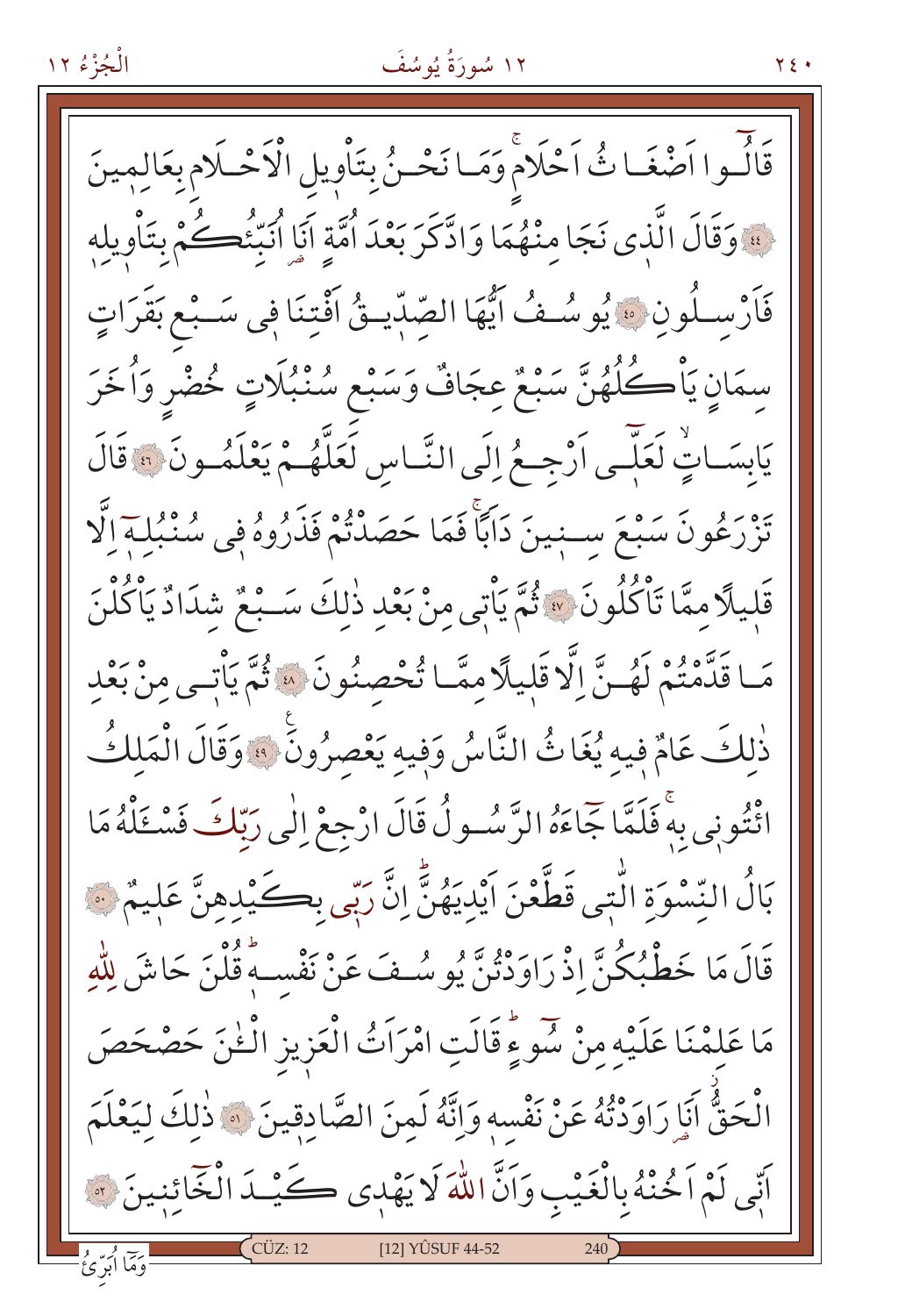قَالُوا اَضْغَاثُ اَحْلَامٍۚ وَمَا نَحْنُ بِتَاْوِيلِ الْاَحْلَامِ بِعَالِمِينَ ﴿٤٤﴾ وَقَالَ الَّذٖى نَجَا مِنْهُمَا وَادَّكَرَ بَعْدَ اُمَّةٍ اَنَا اُنَبِّئُكُمْ بِتَاْوٖيلِهٖ فَاَرْسِلُونِ ﴿٤٥﴾ يُوسُفُ اَيُّهَا الصِّدّٖيقُ اَفْتِنَا فٖى سَبْعِ بَقَرَاتٍ سِمَانٍ يَاْكُلُهُنَّ سَبْعٌ عِجَافٌ وَسَبْعِ سُنْبُلَاتٍ خُضْرٍ وَاُخَرَ يَابِسَاتٍۙ لَعَلّٖى اَرْجِعُ اِلَى النَّاسِ لَعَلَّهُمْ يَعْلَمُونَ ﴿٤٦﴾ قَالَ تَزْرَعُونَ سَبْعَ سِنٖينَ دَاَبًاۚ فَمَا حَصَدْتُمْ فَذَرُوهُ فٖى سُنْبُلِهٖٓ اِلَّا قَلٖيلًا مِمَّا تَاْكُلُونَ ﴿٤٧﴾ ثُمَّ يَاْتٖى مِنْ بَعْدِ ذٰلِكَ سَبْعٌ شِدَادٌ يَاْكُلْنَ مَا قَدَّمْتُمْ لَهُنَّ اِلَّا قَلٖيلًا مِمَّا تُحْصِنُونَ ﴿٤٨﴾ ثُمَّ يَاْتٖى مِنْ بَعْدِ ذٰلِكَ عَامٌ فٖيهِ يُغَاثُ النَّاسُ وَفٖيهِ يَعْصِرُونَ ﴿٤٩﴾ وَقَالَ الْمَلِكُ ائْتُونٖى بِهٖۚ فَلَمَّا جَٓاءَهُ الرَّسُولُ قَالَ ارْجِعْ اِلٰى رَبِّكَ فَسْـَٔلْهُ مَا بَالُ النِّسْوَةِ الّٰتٖى قَطَّعْنَ اَيْدِيَهُنَّۜ اِنَّ رَبّٖى بِكَيْدِهِنَّ عَلٖيمٌ ﴿٥٠﴾ قَالَ مَا خَطْبُكُنَّ اِذْ رَاوَدْتُنَّ يُوسُفَ عَنْ نَفْسِهٖۜ قُلْنَ حَاشَ لِلّٰهِ مَا عَلِمْنَا عَلَيْهِ مِنْ سُٓوءٍۜ قَالَتِ امْرَاَتُ الْعَزٖيزِ الْـٰٔنَ حَصْحَصَ الْحَقُّۘ اَنَا رَاوَدْتُهُ عَنْ نَفْسِهٖ وَاِنَّهُ لَمِنَ الصَّادِقٖينَ ﴿٥١﴾ ذٰلِكَ لِيَعْلَمَ اَنّٖى لَمْ اَخُنْهُ بِالْغَيْبِ وَاَنَّ اللّٰهَ لَا يَهْدٖى كَيْدَ الْخَٓائِنٖينَ ﴿٥٢﴾